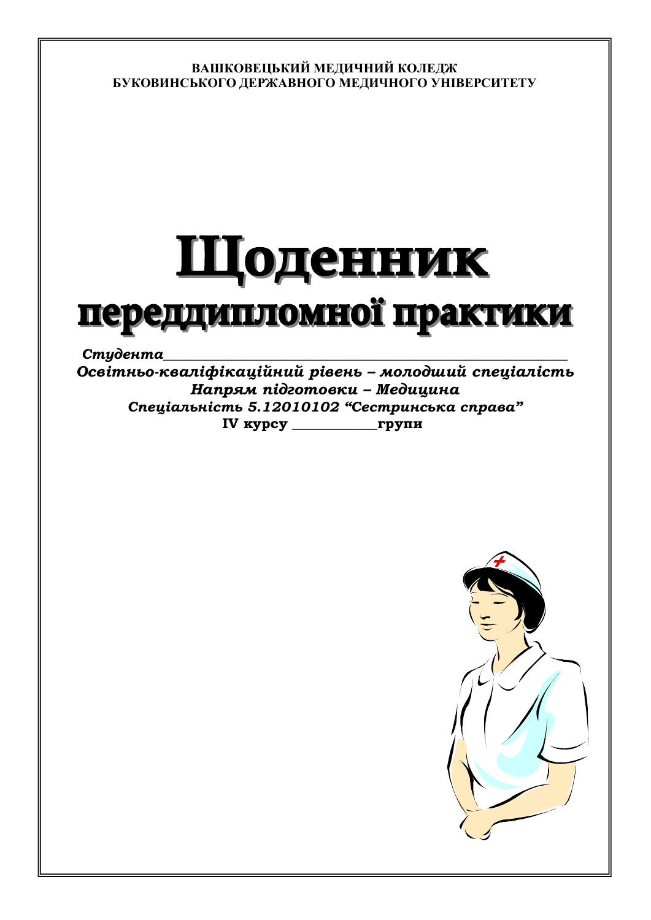**ВАШКОВЕЦЬКИЙ МЕДИЧНИЙ КОЛЕДЖ**
**БУКОВИНСЬКОГО ДЕРЖАВНОГО МЕДИЧНОГО УНІВЕРСИТЕТУ**

# Щоденник
## переддипломної практики

***Студента*****________________________________________________________**

***Освітньо-кваліфікаційний рівень – молодший спеціаліст***

***Напрям підготовки – Медицина***

***Спеціальність 5.12010102 "Сестринська справа"***

**IV курсу ____________групи**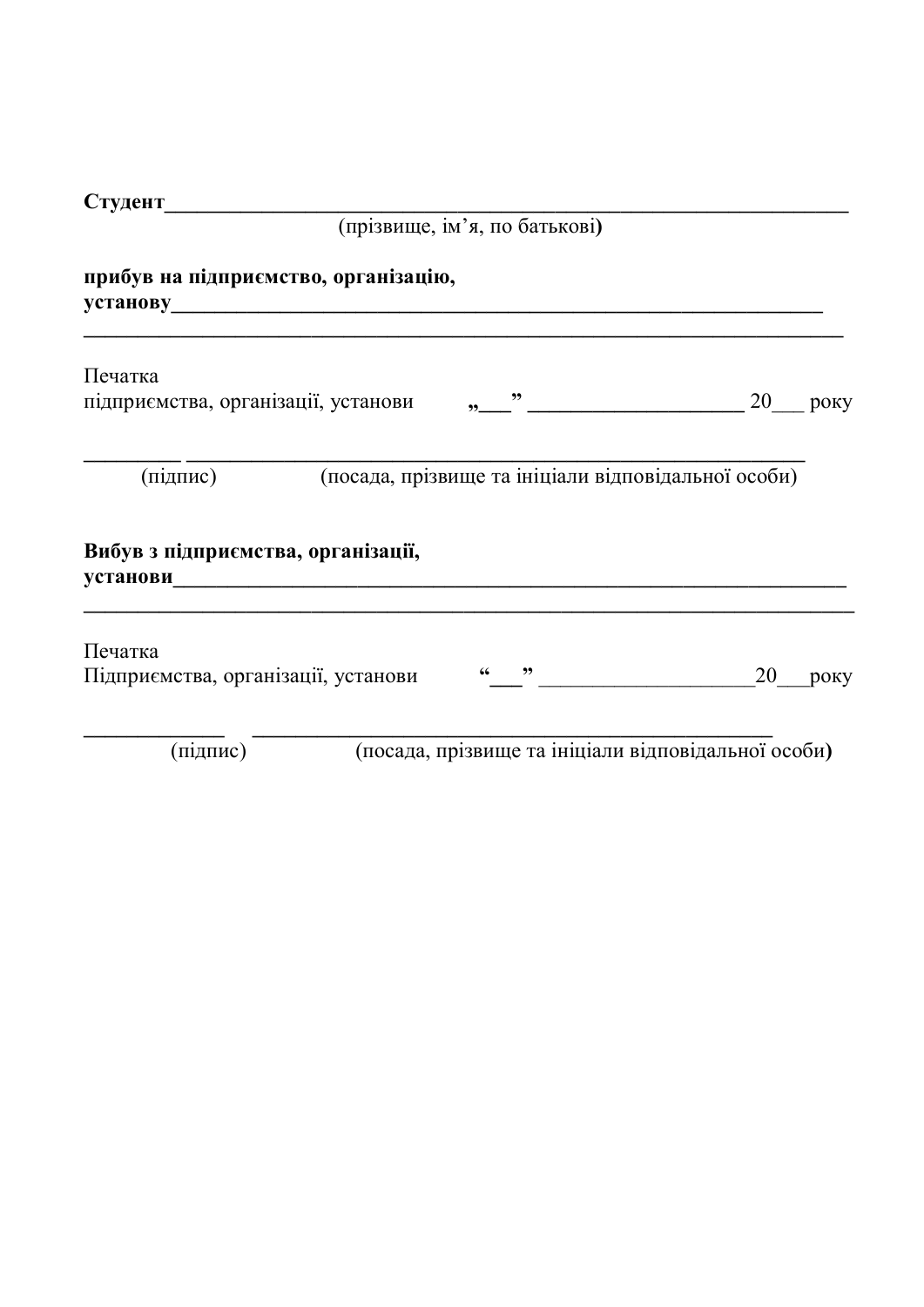**Студент**_______________________________________________________________

(прізвище, ім'я, по батькові)

**прибув на підприємство, організацію,**
**установу**______________________________________________________________
__________________________________________________________________________

Печатка
підприємства, організації, установи „___” ____________________ 20___ року

_________ ________________________________________________________
(підпис) (посада, прізвище та ініціали відповідальної особи)

**Вибув з підприємства, організації,**
**установи**______________________________________________________________
__________________________________________________________________________

Печатка
Підприємства, організації, установи “___” ____________________20___року

_____________ __________________________________________________
(підпис) (посада, прізвище та ініціали відповідальної особи)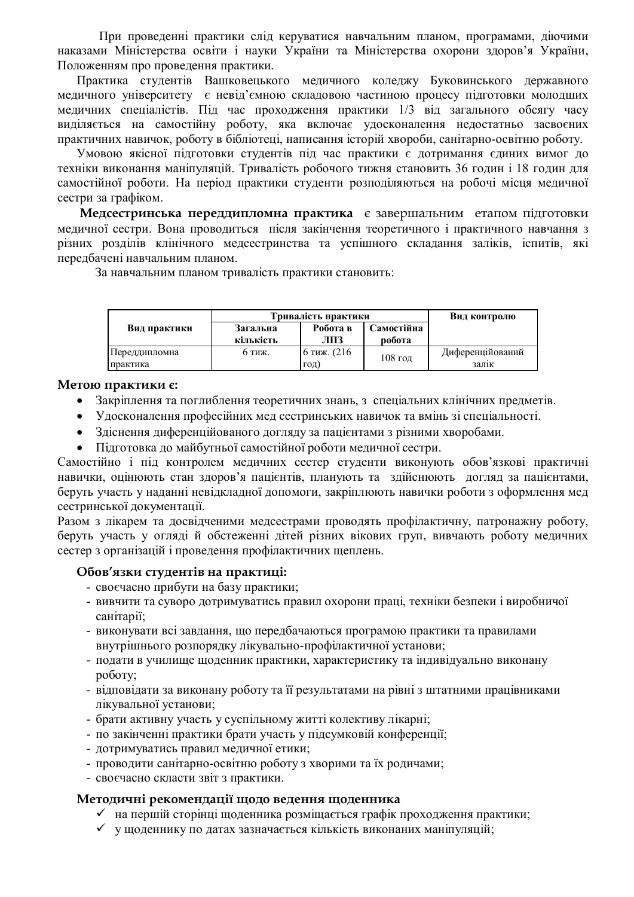При проведенні практики слід керуватися навчальним планом, програмами, діючими наказами Міністерства освіти і науки України та Міністерства охорони здоров'я України, Положенням про проведення практики.

Практика студентів Вашковецького медичного коледжу Буковинського державного медичного університету є невід'ємною складовою частиною процесу підготовки молодших медичних спеціалістів. Під час проходження практики 1/3 від загального обсягу часу виділяється на самостійну роботу, яка включає удосконалення недостатньо засвоєних практичних навичок, роботу в бібліотеці, написання історій хвороби, санітарно-освітню роботу.

Умовою якісної підготовки студентів під час практики є дотримання єдиних вимог до техніки виконання маніпуляцій. Тривалість робочого тижня становить 36 годин і 18 годин для самостійної роботи. На період практики студенти розподіляються на робочі місця медичної сестри за графіком.

**Медсестринська переддипломна практика** є завершальним етапом підготовки медичної сестри. Вона проводиться після закінчення теоретичного і практичного навчання з різних розділів клінічного медсестринства та успішного складання заліків, іспитів, які передбачені навчальним планом.

За навчальним планом тривалість практики становить:

| Вид практики | Тривалість практики | | | Вид контролю |
|---|---|---|---|---|
| | Загальна кількість | Робота в ЛПЗ | Самостійна робота | |
| Переддипломна практика | 6 тиж. | 6 тиж. (216 год) | 108 год | Диференційований залік |

**Метою практики є:**

- Закріплення та поглиблення теоретичних знань, з спеціальних клінічних предметів.
- Удосконалення професійних мед сестринських навичок та вмінь зі спеціальності.
- Здіснення диференційованого догляду за пацієнтами з різними хворобами.
- Підготовка до майбутньої самостійної роботи медичної сестри.

Самостійно і під контролем медичних сестер студенти виконують обов'язкові практичні навики, оцінюють стан здоров'я пацієнтів, планують та здійснюють догляд за пацієнтами, беруть участь у наданні невідкладної допомоги, закріплюють навики роботи з оформлення мед сестринської документації.

Разом з лікарем та досвідченими медсестрами проводять профілактичну, патронажну роботу, беруть участь у огляді й обстеженні дітей різних вікових груп, вивчають роботу медичних сестер з організацій і проведення профілактичних щеплень.

**Обов'язки студентів на практиці:**

- своєчасно прибути на базу практики;
- вивчити та суворо дотримуватись правил охорони праці, техніки безпеки і виробничої санітарії;
- виконувати всі завдання, що передбачаються програмою практики та правилами внутрішнього розпорядку лікувально-профілактичної установи;
- подати в училище щоденник практики, характеристику та індивідуально виконану роботу;
- відповідати за виконану роботу та її результатами на рівні з штатними працівниками лікувальної установи;
- брати активну участь у суспільному житті колективу лікарні;
- по закінченні практики брати участь у підсумковій конференції;
- дотримуватись правил медичної етики;
- проводити санітарно-освітню роботу з хворими та їх родичами;
- своєчасно скласти звіт з практики.

**Методичні рекомендації щодо ведення щоденника**

- ✓ на першій сторінці щоденника розміщається графік проходження практики;
- ✓ у щоденнику по датах зазначається кількість виконаних маніпуляцій;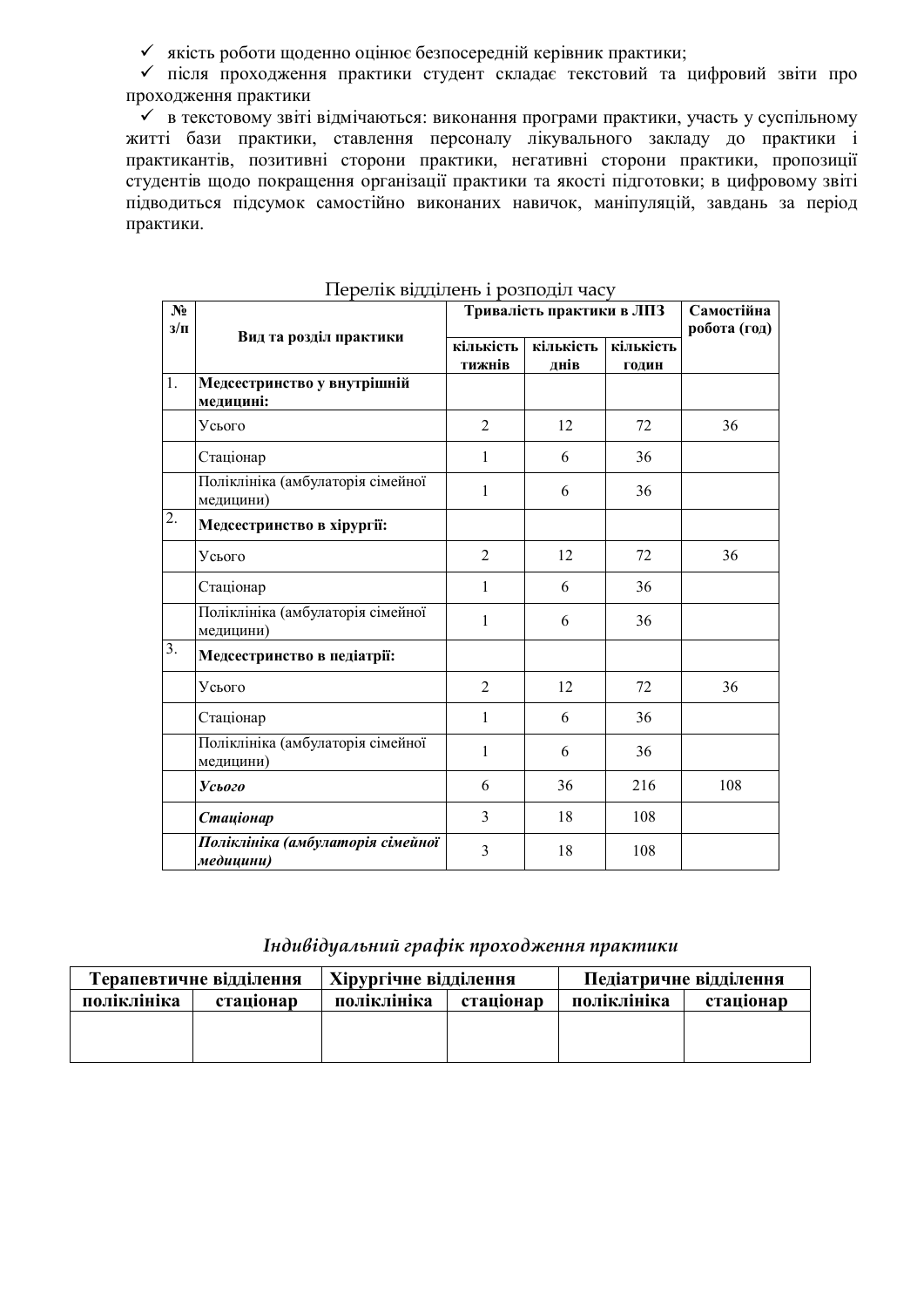- ✓ якість роботи щоденно оцінює безпосередній керівник практики;
- ✓ після проходження практики студент складає текстовий та цифровий звіти про проходження практики
- ✓ в текстовому звіті відмічаються: виконання програми практики, участь у суспільному житті бази практики, ставлення персоналу лікувального закладу до практики і практикантів, позитивні сторони практики, негативні сторони практики, пропозиції студентів щодо покращення організації практики та якості підготовки; в цифровому звіті підводиться підсумок самостійно виконаних навичок, маніпуляцій, завдань за період практики.

Перелік відділень і розподіл часу

| № з/п | Вид та розділ практики | Тривалість практики в ЛПЗ | | | Самостійна робота (год) |
|---|---|---|---|---|---|
| | | кількість тижнів | кількість днів | кількість годин | |
| 1. | **Медсестринство у внутрішній медицині:** | | | | |
| | Усього | 2 | 12 | 72 | 36 |
| | Стаціонар | 1 | 6 | 36 | |
| | Поліклініка (амбулаторія сімейної медицини) | 1 | 6 | 36 | |
| 2. | **Медсестринство в хірургії:** | | | | |
| | Усього | 2 | 12 | 72 | 36 |
| | Стаціонар | 1 | 6 | 36 | |
| | Поліклініка (амбулаторія сімейної медицини) | 1 | 6 | 36 | |
| 3. | **Медсестринство в педіатрії:** | | | | |
| | Усього | 2 | 12 | 72 | 36 |
| | Стаціонар | 1 | 6 | 36 | |
| | Поліклініка (амбулаторія сімейної медицини) | 1 | 6 | 36 | |
| | ***Усього*** | 6 | 36 | 216 | 108 |
| | ***Стаціонар*** | 3 | 18 | 108 | |
| | ***Поліклініка (амбулаторія сімейної медицини)*** | 3 | 18 | 108 | |

*Індивідуальний графік проходження практики*

| Терапевтичне відділення | | Хірургічне відділення | | Педіатричне відділення | |
|---|---|---|---|---|---|
| **поліклініка** | **стаціонар** | **поліклініка** | **стаціонар** | **поліклініка** | **стаціонар** |
| | | | | | |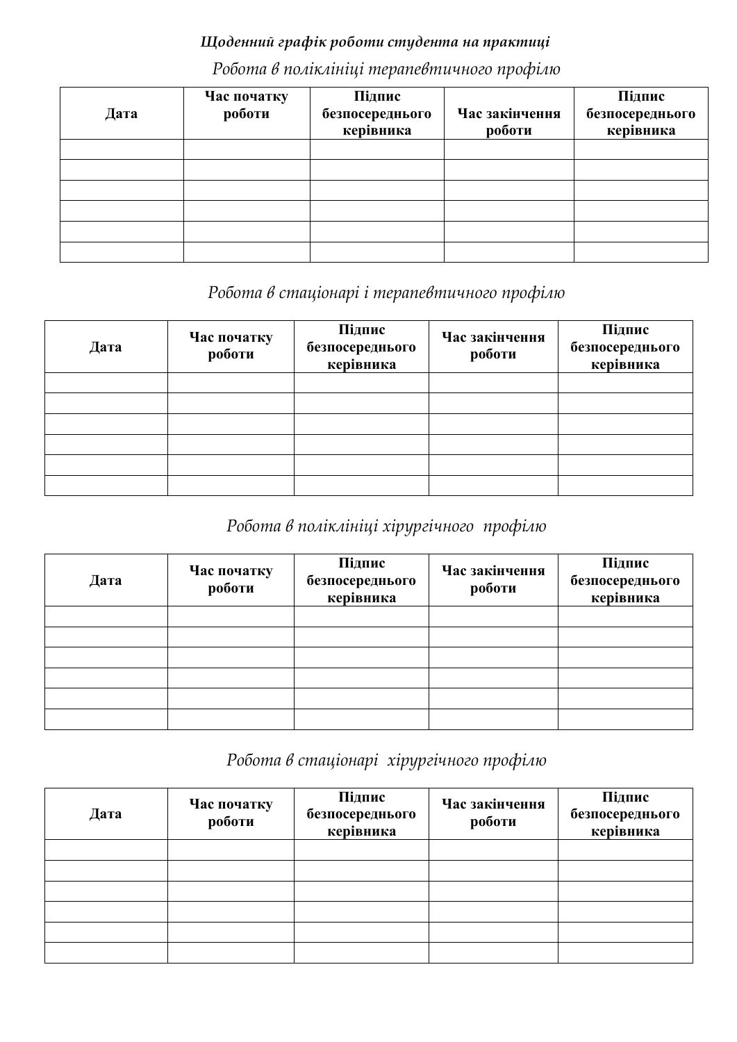***Щоденний графік роботи студента на практиці***

*Робота в поліклініці терапевтичного профілю*

| Дата | Час початку роботи | Підпис безпосереднього керівника | Час закінчення роботи | Підпис безпосереднього керівника |
|---|---|---|---|---|
| | | | | |
| | | | | |
| | | | | |
| | | | | |
| | | | | |
| | | | | |

*Робота в стаціонарі і терапевтичного профілю*

| Дата | Час початку роботи | Підпис безпосереднього керівника | Час закінчення роботи | Підпис безпосереднього керівника |
|---|---|---|---|---|
| | | | | |
| | | | | |
| | | | | |
| | | | | |
| | | | | |
| | | | | |

*Робота в поліклініці хірургічного профілю*

| Дата | Час початку роботи | Підпис безпосереднього керівника | Час закінчення роботи | Підпис безпосереднього керівника |
|---|---|---|---|---|
| | | | | |
| | | | | |
| | | | | |
| | | | | |
| | | | | |
| | | | | |

*Робота в стаціонарі хірургічного профілю*

| Дата | Час початку роботи | Підпис безпосереднього керівника | Час закінчення роботи | Підпис безпосереднього керівника |
|---|---|---|---|---|
| | | | | |
| | | | | |
| | | | | |
| | | | | |
| | | | | |
| | | | | |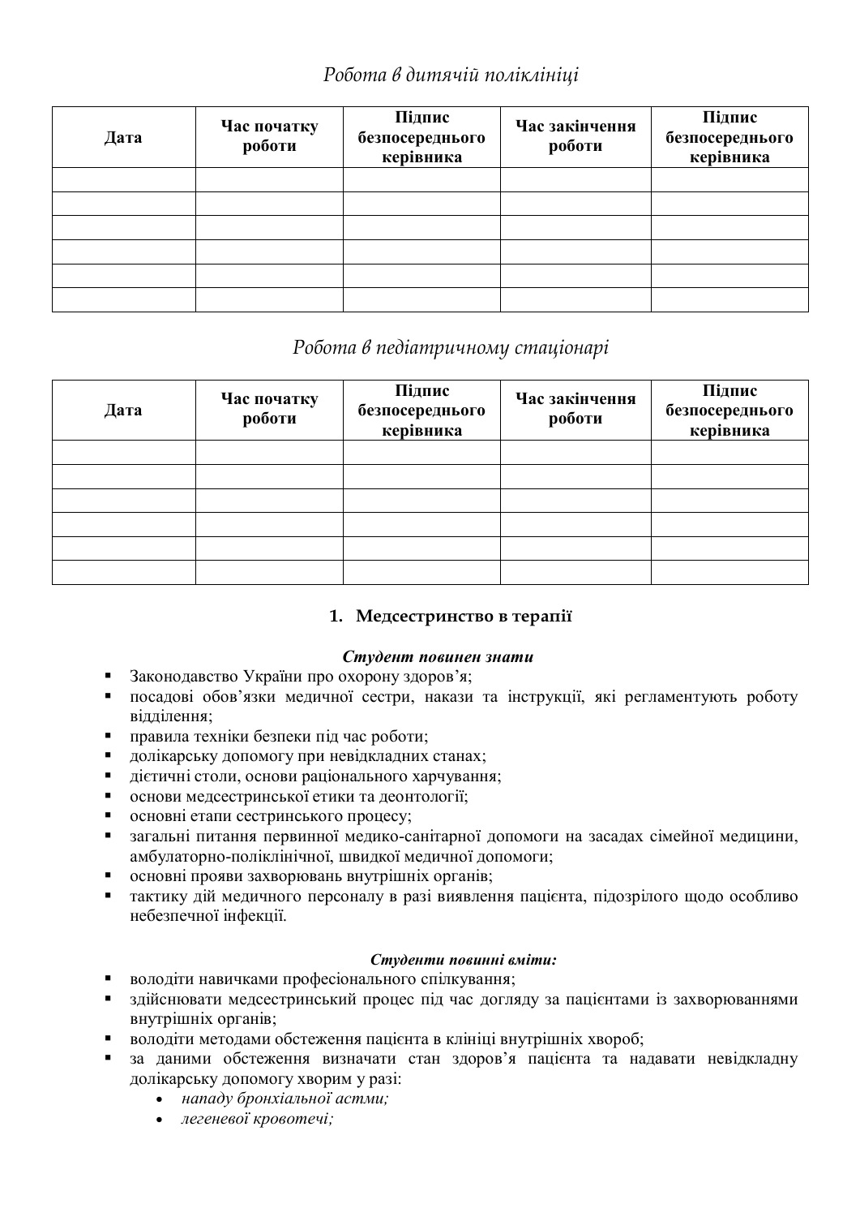*Робота в дитячій поліклініці*

| Дата | Час початку роботи | Підпис безпосереднього керівника | Час закінчення роботи | Підпис безпосереднього керівника |
|---|---|---|---|---|
| | | | | |
| | | | | |
| | | | | |
| | | | | |
| | | | | |
| | | | | |

*Робота в педіатричному стаціонарі*

| Дата | Час початку роботи | Підпис безпосереднього керівника | Час закінчення роботи | Підпис безпосереднього керівника |
|---|---|---|---|---|
| | | | | |
| | | | | |
| | | | | |
| | | | | |
| | | | | |
| | | | | |

## 1. Медсестринство в терапії

***Студент повинен знати***

- Законодавство України про охорону здоров'я;
- посадові обов'язки медичної сестри, накази та інструкції, які регламентують роботу відділення;
- правила техніки безпеки під час роботи;
- долікарську допомогу при невідкладних станах;
- дієтичні столи, основи раціонального харчування;
- основи медсестринської етики та деонтології;
- основні етапи сестринського процесу;
- загальні питання первинної медико-санітарної допомоги на засадах сімейної медицини, амбулаторно-поліклінічної, швидкої медичної допомоги;
- основні прояви захворювань внутрішніх органів;
- тактику дій медичного персоналу в разі виявлення пацієнта, підозрілого щодо особливо небезпечної інфекції.

***Студенти повинні вміти:***

- володіти навичками професіонального спілкування;
- здійснювати медсестринський процес під час догляду за пацієнтами із захворюваннями внутрішніх органів;
- володіти методами обстеження пацієнта в клініці внутрішніх хвороб;
- за даними обстеження визначати стан здоров'я пацієнта та надавати невідкладну долікарську допомогу хворим у разі:
    - *нападу бронхіальної астми;*
    - *легеневої кровотечі;*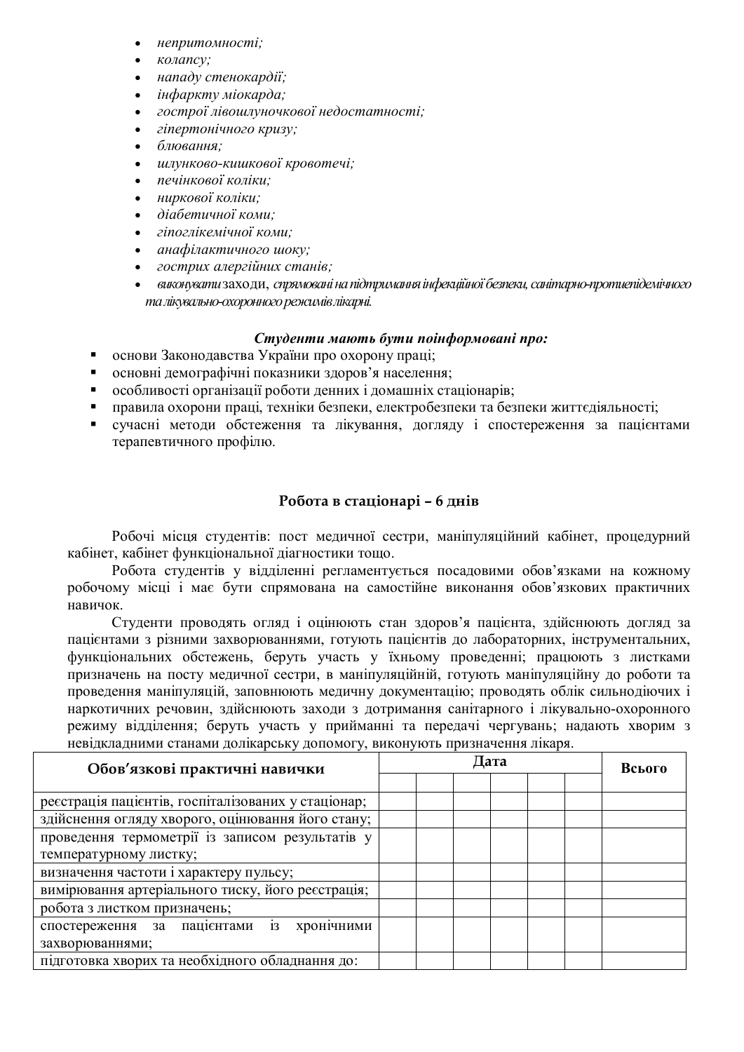- *непритомності;*
- *колапсу;*
- *нападу стенокардії;*
- *інфаркту міокарда;*
- *гострої лівошлуночкової недостатності;*
- *гіпертонічного кризу;*
- *блювання;*
- *шлунково-кишкової кровотечі;*
- *печінкової коліки;*
- *ниркової коліки;*
- *діабетичної коми;*
- *гіпоглікемічної коми;*
- *анафілактичного шоку;*
- *гострих алергійних станів;*
- *виконувати* заходи, *спрямовані на підтримання інфекційної безпеки, санітарно-протиепідемічного та лікувально-охоронного режимів лікарні.*

***Студенти мають бути поінформовані про:***

- основи Законодавства України про охорону праці;
- основні демографічні показники здоров'я населення;
- особливості організації роботи денних і домашніх стаціонарів;
- правила охорони праці, техніки безпеки, електробезпеки та безпеки життєдіяльності;
- сучасні методи обстеження та лікування, догляду і спостереження за пацієнтами терапевтичного профілю.

## Робота в стаціонарі – 6 днів

Робочі місця студентів: пост медичної сестри, маніпуляційний кабінет, процедурний кабінет, кабінет функціональної діагностики тощо.

Робота студентів у відділенні регламентується посадовими обов'язками на кожному робочому місці і має бути спрямована на самостійне виконання обов'язкових практичних навичок.

Студенти проводять огляд і оцінюють стан здоров'я пацієнта, здійснюють догляд за пацієнтами з різними захворюваннями, готують пацієнтів до лабораторних, інструментальних, функціональних обстежень, беруть участь у їхньому проведенні; працюють з листками призначень на посту медичної сестри, в маніпуляційній, готують маніпуляційну до роботи та проведення маніпуляцій, заповнюють медичну документацію; проводять облік сильнодіючих і наркотичних речовин, здійснюють заходи з дотримання санітарного і лікувально-охоронного режиму відділення; беруть участь у прийманні та передачі чергувань; надають хворим з невідкладними станами долікарську допомогу, виконують призначення лікаря.

| Обов'язкові практичні навички | Дата | | | | | | Всього |
|---|---|---|---|---|---|---|---|
| | | | | | | | |
| реєстрація пацієнтів, госпіталізованих у стаціонар; | | | | | | | |
| здійснення огляду хворого, оцінювання його стану; | | | | | | | |
| проведення термометрії із записом результатів у температурному листку; | | | | | | | |
| визначення частоти і характеру пульсу; | | | | | | | |
| вимірювання артеріального тиску, його реєстрація; | | | | | | | |
| робота з листком призначень; | | | | | | | |
| спостереження за пацієнтами із хронічними захворюваннями; | | | | | | | |
| підготовка хворих та необхідного обладнання до: | | | | | | | |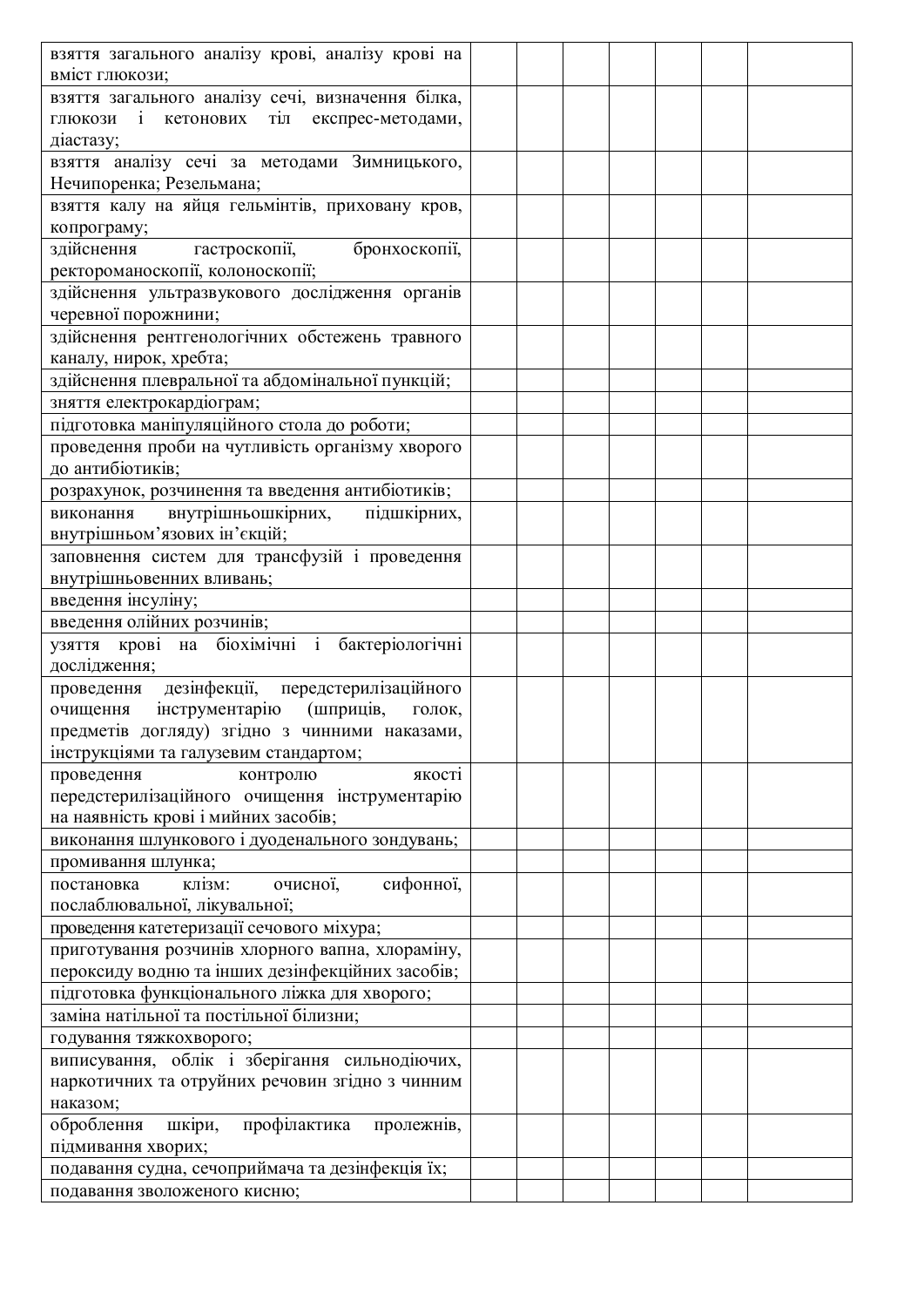| | | | | | | | |
|---|---|---|---|---|---|---|---|
| взяття загального аналізу крові, аналізу крові на вміст глюкози; | | | | | | | |
| взяття загального аналізу сечі, визначення білка, глюкози і кетонових тіл експрес-методами, діастазу; | | | | | | | |
| взяття аналізу сечі за методами Зимницького, Нечипоренка; Резельмана; | | | | | | | |
| взяття калу на яйця гельмінтів, приховану кров, копрограму; | | | | | | | |
| здійснення гастроскопії, бронхоскопії, ректороманоскопії, колоноскопії; | | | | | | | |
| здійснення ультразвукового дослідження органів черевної порожнини; | | | | | | | |
| здійснення рентгенологічних обстежень травного каналу, нирок, хребта; | | | | | | | |
| здійснення плевральної та абдомінальної пункцій; | | | | | | | |
| зняття електрокардіограм; | | | | | | | |
| підготовка маніпуляційного стола до роботи; | | | | | | | |
| проведення проби на чутливість організму хворого до антибіотиків; | | | | | | | |
| розрахунок, розчинення та введення антибіотиків; | | | | | | | |
| виконання внутрішньошкірних, підшкірних, внутрішньом'язових ін'єкцій; | | | | | | | |
| заповнення систем для трансфузій і проведення внутрішньовенних вливань; | | | | | | | |
| введення інсуліну; | | | | | | | |
| введення олійних розчинів; | | | | | | | |
| узяття крові на біохімічні і бактеріологічні дослідження; | | | | | | | |
| проведення дезінфекції, передстерилізаційного очищення інструментарію (шприців, голок, предметів догляду) згідно з чинними наказами, інструкціями та галузевим стандартом; | | | | | | | |
| проведення контролю якості передстерилізаційного очищення інструментарію на наявність крові і мийних засобів; | | | | | | | |
| виконання шлункового і дуоденального зондувань; | | | | | | | |
| промивання шлунка; | | | | | | | |
| постановка клізм: очисної, сифонної, послаблювальної, лікувальної; | | | | | | | |
| проведення катетеризації сечового міхура; | | | | | | | |
| приготування розчинів хлорного вапна, хлораміну, пероксиду водню та інших дезінфекційних засобів; | | | | | | | |
| підготовка функціонального ліжка для хворого; | | | | | | | |
| заміна натільної та постільної білизни; | | | | | | | |
| годування тяжкохворого; | | | | | | | |
| виписування, облік і зберігання сильнодіючих, наркотичних та отруйних речовин згідно з чинним наказом; | | | | | | | |
| оброблення шкіри, профілактика пролежнів, підмивання хворих; | | | | | | | |
| подавання судна, сечоприймача та дезінфекція їх; | | | | | | | |
| подавання зволоженого кисню; | | | | | | | |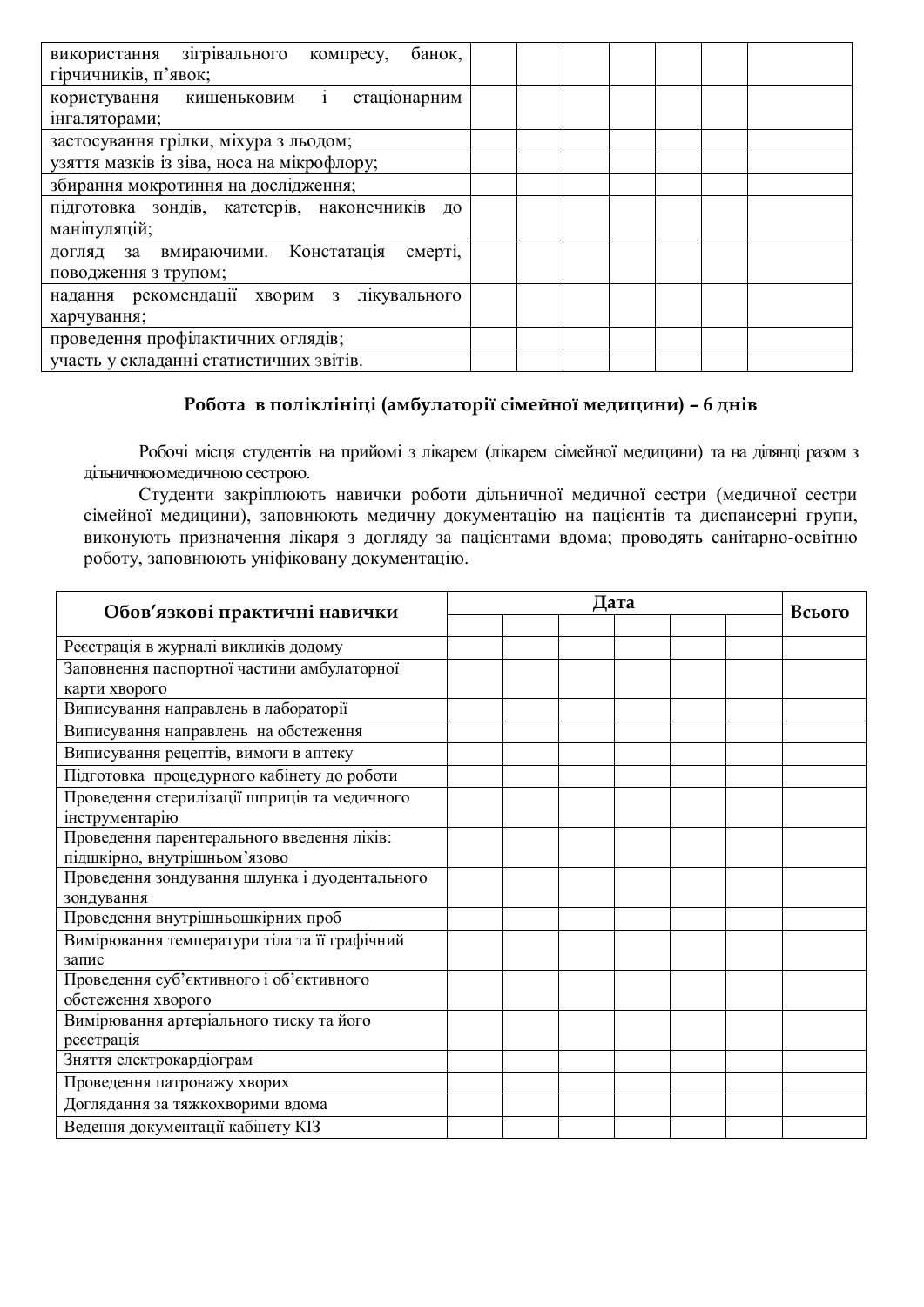| | | | | | | | |
|---|---|---|---|---|---|---|---|
| використання зігрівального компресу, банок, гірчичників, п'явок; | | | | | | | |
| користування кишеньковим і стаціонарним інгаляторами; | | | | | | | |
| застосування грілки, міхура з льодом; | | | | | | | |
| узяття мазків із зіва, носа на мікрофлору; | | | | | | | |
| збирання мокротиння на дослідження; | | | | | | | |
| підготовка зондів, катетерів, наконечників до маніпуляцій; | | | | | | | |
| догляд за вмираючими. Констатація смерті, поводження з трупом; | | | | | | | |
| надання рекомендації хворим з лікувального харчування; | | | | | | | |
| проведення профілактичних оглядів; | | | | | | | |
| участь у складанні статистичних звітів. | | | | | | | |

### Робота в поліклініці (амбулаторії сімейної медицини) – 6 днів

Робочі місця студентів на прийомі з лікарем (лікарем сімейної медицини) та на дільниці разом з дільничною медичною сестрою.

Студенти закріплюють навички роботи дільничної медичної сестри (медичної сестри сімейної медицини), заповнюють медичну документацію на пацієнтів та диспансерні групи, виконують призначення лікаря з догляду за пацієнтами вдома; проводять санітарно-освітню роботу, заповнюють уніфіковану документацію.

| Обов'язкові практичні навички | Дата | | | | | | Всього |
|---|---|---|---|---|---|---|---|
| | | | | | | | |
| Реєстрація в журналі викликів додому | | | | | | | |
| Заповнення паспортної частини амбулаторної карти хворого | | | | | | | |
| Виписування направлень в лабораторії | | | | | | | |
| Виписування направлень на обстеження | | | | | | | |
| Виписування рецептів, вимоги в аптеку | | | | | | | |
| Підготовка процедурного кабінету до роботи | | | | | | | |
| Проведення стерилізації шприців та медичного інструментарію | | | | | | | |
| Проведення парентерального введення ліків: підшкірно, внутрішньом'язово | | | | | | | |
| Проведення зондування шлунка і дуодентального зондування | | | | | | | |
| Проведення внутрішньошкірних проб | | | | | | | |
| Вимірювання температури тіла та її графічний запис | | | | | | | |
| Проведення суб'єктивного і об'єктивного обстеження хворого | | | | | | | |
| Вимірювання артеріального тиску та його реєстрація | | | | | | | |
| Зняття електрокардіограм | | | | | | | |
| Проведення патронажу хворих | | | | | | | |
| Доглядання за тяжкохворими вдома | | | | | | | |
| Ведення документації кабінету КІЗ | | | | | | | |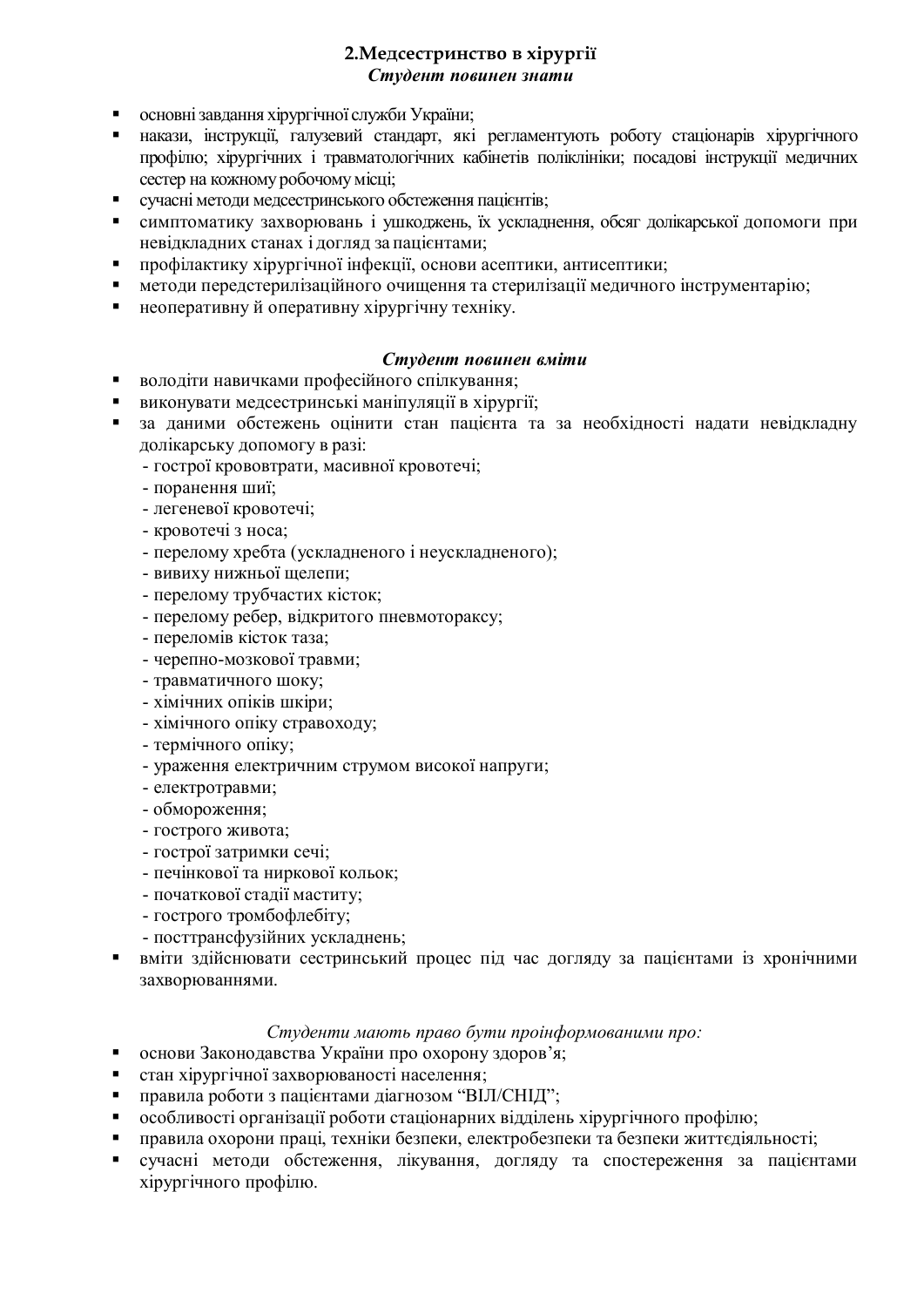## 2.Медсестринство в хірургії

***Студент повинен знати***

- основні завдання хірургічної служби України;
- накази, інструкції, галузевий стандарт, які регламентують роботу стаціонарів хірургічного профілю; хірургічних і травматологічних кабінетів поліклініки; посадові інструкції медичних сестер на кожному робочому місці;
- сучасні методи медсестринського обстеження пацієнтів;
- симптоматику захворювань і ушкоджень, їх ускладнення, обсяг долікарської допомоги при невідкладних станах і догляд за пацієнтами;
- профілактику хірургічної інфекції, основи асептики, антисептики;
- методи передстерилізаційного очищення та стерилізації медичного інструментарію;
- неоперативну й оперативну хірургічну техніку.

***Студент повинен вміти***

- володіти навичками професійного спілкування;
- виконувати медсестринські маніпуляції в хірургії;
- за даними обстежень оцінити стан пацієнта та за необхідності надати невідкладну долікарську допомогу в разі:
  - гострої крововтрати, масивної кровотечі;
  - поранення шиї;
  - легеневої кровотечі;
  - кровотечі з носа;
  - перелому хребта (ускладненого і неускладненого);
  - вивиху нижньої щелепи;
  - перелому трубчастих кісток;
  - перелому ребер, відкритого пневмотораксу;
  - переломів кісток таза;
  - черепно-мозкової травми;
  - травматичного шоку;
  - хімічних опіків шкіри;
  - хімічного опіку стравоходу;
  - термічного опіку;
  - ураження електричним струмом високої напруги;
  - електротравми;
  - обмороження;
  - гострого живота;
  - гострої затримки сечі;
  - печінкової та ниркової кольок;
  - початкової стадії маститу;
  - гострого тромбофлебіту;
  - посттрансфузійних ускладнень;
- вміти здійснювати сестринський процес під час догляду за пацієнтами із хронічними захворюваннями.

*Студенти мають право бути проінформованими про:*

- основи Законодавства України про охорону здоров'я;
- стан хірургічної захворюваності населення;
- правила роботи з пацієнтами діагнозом "ВІЛ/СНІД";
- особливості організації роботи стаціонарних відділень хірургічного профілю;
- правила охорони праці, техніки безпеки, електробезпеки та безпеки життєдіяльності;
- сучасні методи обстеження, лікування, догляду та спостереження за пацієнтами хірургічного профілю.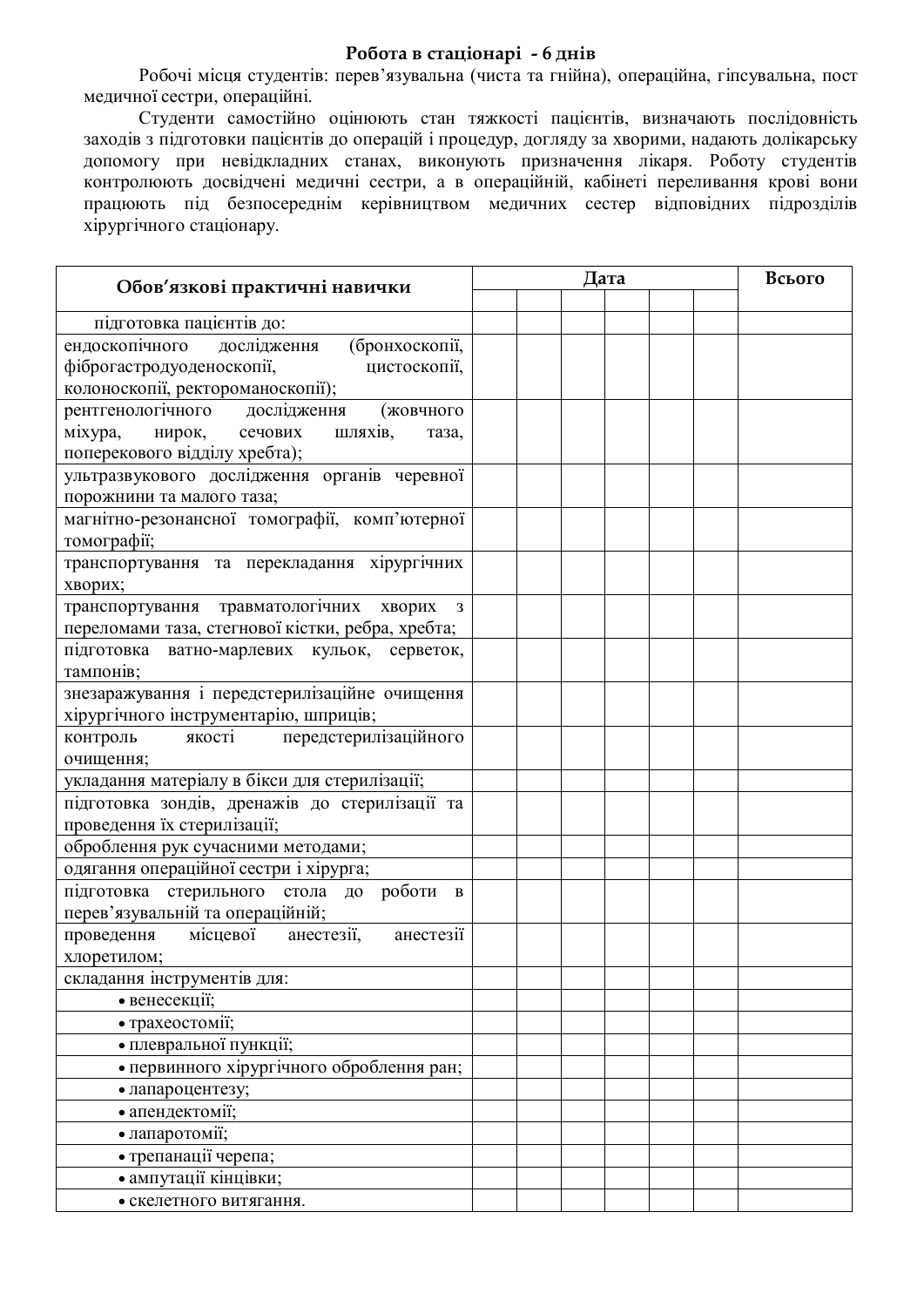**Робота в стаціонарі - 6 днів**

Робочі місця студентів: перев'язувальна (чиста та гнійна), операційна, гіпсувальна, пост медичної сестри, операційні.

Студенти самостійно оцінюють стан тяжкості пацієнтів, визначають послідовність заходів з підготовки пацієнтів до операцій і процедур, догляду за хворими, надають долікарську допомогу при невідкладних станах, виконують призначення лікаря. Роботу студентів контролюють досвідчені медичні сестри, а в операційній, кабінеті переливання крові вони працюють під безпосереднім керівництвом медичних сестер відповідних підрозділів хірургічного стаціонару.

| Обов'язкові практичні навички | Дата | | | | | | Всього |
|---|---|---|---|---|---|---|---|
| | | | | | | | |
| підготовка пацієнтів до: | | | | | | | |
| ендоскопічного дослідження (бронхоскопії, фіброгастродуоденоскопії, цистоскопії, колоноскопії, ректороманоскопії); | | | | | | | |
| рентгенологічного дослідження (жовчного міхура, нирок, сечових шляхів, таза, поперекового відділу хребта); | | | | | | | |
| ультразвукового дослідження органів черевної порожнини та малого таза; | | | | | | | |
| магнітно-резонансної томографії, комп'ютерної томографії; | | | | | | | |
| транспортування та перекладання хірургічних хворих; | | | | | | | |
| транспортування травматологічних хворих з переломами таза, стегнової кістки, ребра, хребта; | | | | | | | |
| підготовка ватно-марлевих кульок, серветок, тампонів; | | | | | | | |
| знезараження і передстерилізаційне очищення хірургічного інструментарію, шприців; | | | | | | | |
| контроль якості передстерилізаційного очищення; | | | | | | | |
| укладання матеріалу в бікси для стерилізації; | | | | | | | |
| підготовка зондів, дренажів до стерилізації та проведення їх стерилізації; | | | | | | | |
| оброблення рук сучасними методами; | | | | | | | |
| одягання операційної сестри і хірурга; | | | | | | | |
| підготовка стерильного стола до роботи в перев'язувальній та операційній; | | | | | | | |
| проведення місцевої анестезії, анестезії хлоретилом; | | | | | | | |
| складання інструментів для: | | | | | | | |
| • венесекції; | | | | | | | |
| • трахеостомії; | | | | | | | |
| • плевральної пункції; | | | | | | | |
| • первинного хірургічного оброблення ран; | | | | | | | |
| • лапароцентезу; | | | | | | | |
| • апендектомії; | | | | | | | |
| • лапаротомії; | | | | | | | |
| • трепанації черепа; | | | | | | | |
| • ампутації кінцівки; | | | | | | | |
| • скелетного витягання. | | | | | | | |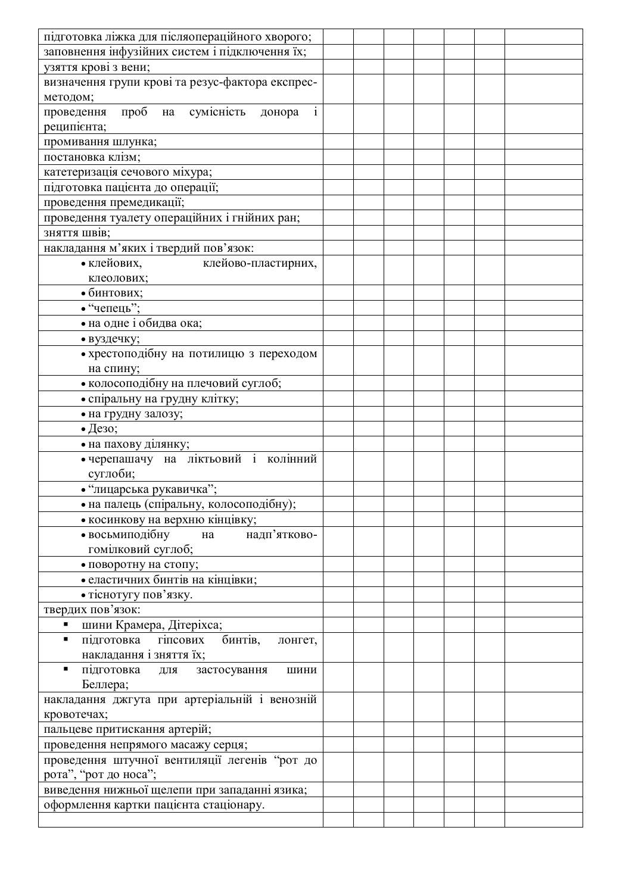| | | | | | | | |
|---|---|---|---|---|---|---|---|
| підготовка ліжка для післяопераційного хворого; | | | | | | | |
| заповнення інфузійних систем і підключення їх; | | | | | | | |
| узяття крові з вени; | | | | | | | |
| визначення групи крові та резус-фактора експрес-методом; | | | | | | | |
| проведення проб на сумісність донора і реципієнта; | | | | | | | |
| промивання шлунка; | | | | | | | |
| постановка клізм; | | | | | | | |
| катетеризація сечового міхура; | | | | | | | |
| підготовка пацієнта до операції; | | | | | | | |
| проведення премедикації; | | | | | | | |
| проведення туалету операційних і гнійних ран; | | | | | | | |
| зняття швів; | | | | | | | |
| накладання м’яких і твердий пов’язок: | | | | | | | |
| • клейових, клейово-пластирних, клеолових; | | | | | | | |
| • бинтових; | | | | | | | |
| • “чепець”; | | | | | | | |
| • на одне і обидва ока; | | | | | | | |
| • вуздечку; | | | | | | | |
| • хрестоподібну на потилицю з переходом на спину; | | | | | | | |
| • колосоподібну на плечовий суглоб; | | | | | | | |
| • спіральну на грудну клітку; | | | | | | | |
| • на грудну залозу; | | | | | | | |
| • Дезо; | | | | | | | |
| • на пахову ділянку; | | | | | | | |
| • черепашачу на ліктьовий і колінний суглоби; | | | | | | | |
| • “лицарська рукавичка”; | | | | | | | |
| • на палець (спіральну, колосоподібну); | | | | | | | |
| • косинкову на верхню кінцівку; | | | | | | | |
| • восьмиподібну на надп’ятково-гомілковий суглоб; | | | | | | | |
| • поворотну на стопу; | | | | | | | |
| • еластичних бинтів на кінцівки; | | | | | | | |
| • тіснотугу пов’язку. | | | | | | | |
| твердих пов’язок: | | | | | | | |
| ▪ шини Крамера, Дітеріхса; | | | | | | | |
| ▪ підготовка гіпсових бинтів, лонгет, накладання і зняття їх; | | | | | | | |
| ▪ підготовка для застосування шини Беллера; | | | | | | | |
| накладання джгута при артеріальній і венозній кровотечах; | | | | | | | |
| пальцеве притискання артерій; | | | | | | | |
| проведення непрямого масажу серця; | | | | | | | |
| проведення штучної вентиляції легенів “рот до рота”, “рот до носа”; | | | | | | | |
| виведення нижньої щелепи при западанні язика; | | | | | | | |
| оформлення картки пацієнта стаціонару. | | | | | | | |
| | | | | | | | |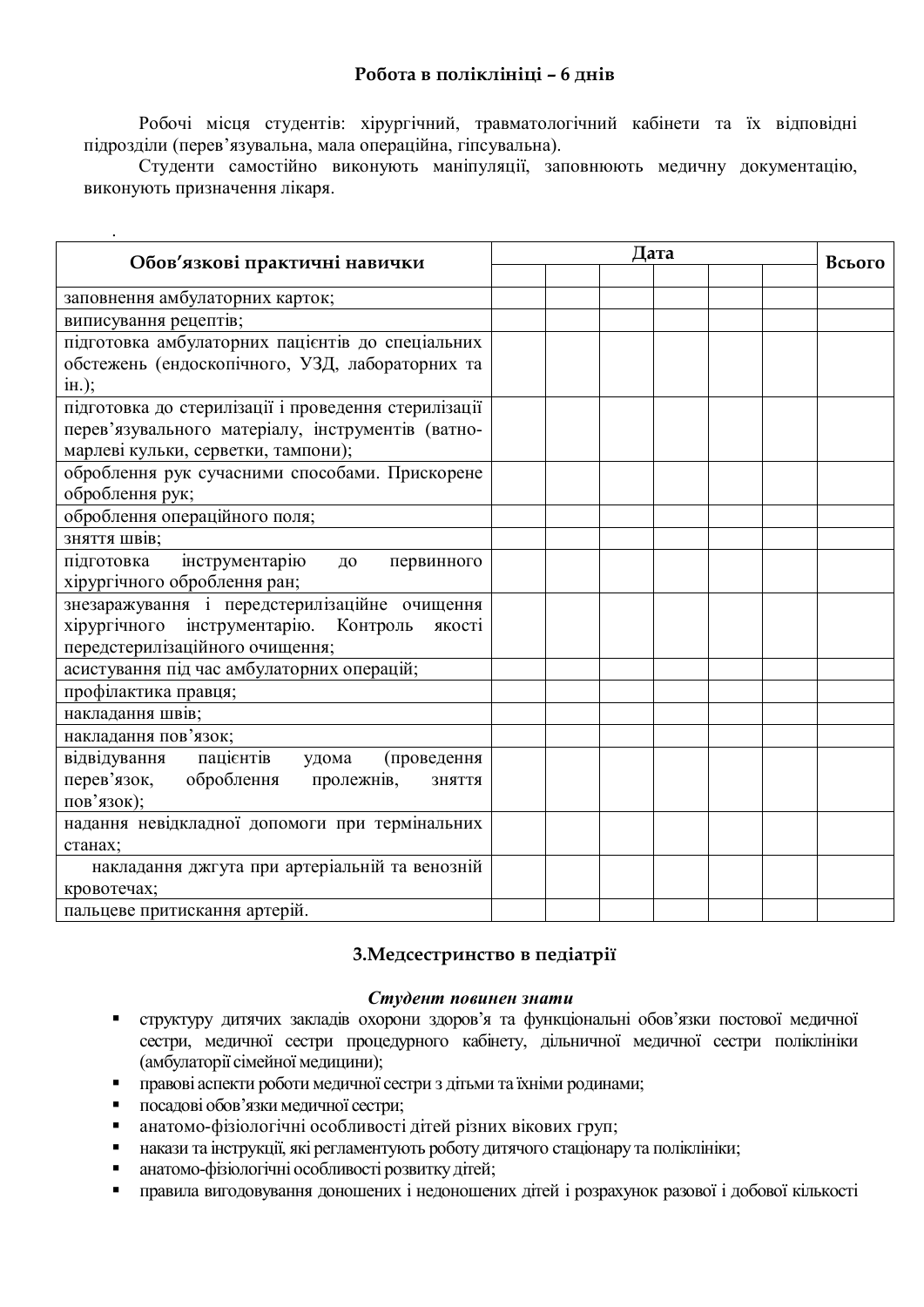**Робота в поліклініці – 6 днів**

Робочі місця студентів: хірургічний, травматологічний кабінети та їх відповідні підрозділи (перев'язувальна, мала операційна, гіпсувальна).

Студенти самостійно виконують маніпуляції, заповнюють медичну документацію, виконують призначення лікаря.

.

| Обов'язкові практичні навички | Дата | | | | | | Всього |
|---|---|---|---|---|---|---|---|
| | | | | | | | |
| заповнення амбулаторних карток; | | | | | | | |
| виписування рецептів; | | | | | | | |
| підготовка амбулаторних пацієнтів до спеціальних обстежень (ендоскопічного, УЗД, лабораторних та ін.); | | | | | | | |
| підготовка до стерилізації і проведення стерилізації перев'язувального матеріалу, інструментів (ватно-марлеві кульки, серветки, тампони); | | | | | | | |
| оброблення рук сучасними способами. Прискорене оброблення рук; | | | | | | | |
| оброблення операційного поля; | | | | | | | |
| зняття швів; | | | | | | | |
| підготовка інструментарію до первинного хірургічного оброблення ран; | | | | | | | |
| знезаражування і передстерилізаційне очищення хірургічного інструментарію. Контроль якості передстерилізаційного очищення; | | | | | | | |
| асистування під час амбулаторних операцій; | | | | | | | |
| профілактика правця; | | | | | | | |
| накладання швів; | | | | | | | |
| накладання пов'язок; | | | | | | | |
| відвідування пацієнтів удома (проведення перев'язок, оброблення пролежнів, зняття пов'язок); | | | | | | | |
| надання невідкладної допомоги при термінальних станах; | | | | | | | |
| накладання джгута при артеріальній та венозній кровотечах; | | | | | | | |
| пальцеве притискання артерій. | | | | | | | |

## 3.Медсестринство в педіатрії

***Студент повинен знати***

- структуру дитячих закладів охорони здоров'я та функціональні обов'язки постової медичної сестри, медичної сестри процедурного кабінету, дільничної медичної сестри поліклініки (амбулаторії сімейної медицини);
- правові аспекти роботи медичної сестри з дітьми та їхніми родинами;
- посадові обов'язки медичної сестри;
- анатомо-фізіологічні особливості дітей різних вікових груп;
- накази та інструкції, які регламентують роботу дитячого стаціонару та поліклініки;
- анатомо-фізіологічні особливості розвитку дітей;
- правила вигодовування доношених і недоношених дітей і розрахунок разової і добової кількості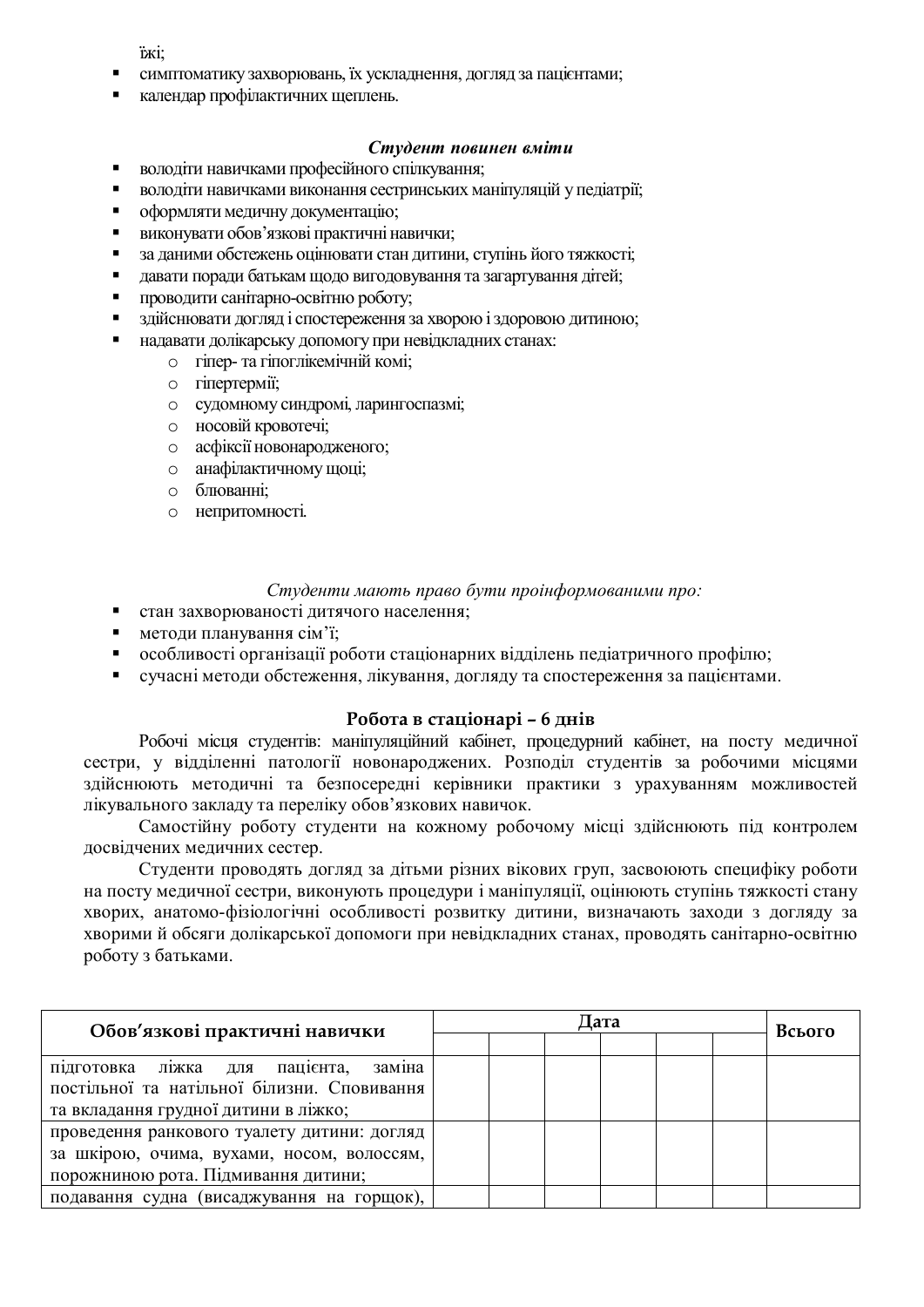їжі;

- симптоматику захворювань, їх ускладнення, догляд за пацієнтами;
- календар профілактичних щеплень.

***Студент повинен вміти***

- володіти навичками професійного спілкування;
- володіти навичками виконання сестринських маніпуляцій у педіатрії;
- оформляти медичну документацію;
- виконувати обов'язкові практичні навички;
- за даними обстежень оцінювати стан дитини, ступінь його тяжкості;
- давати поради батькам щодо вигодовування та загартування дітей;
- проводити санітарно-освітню роботу;
- здійснювати догляд і спостереження за хворою і здоровою дитиною;
- надавати долікарську допомогу при невідкладних станах:
  - гіпер- та гіпоглікемічній комі;
  - гіпертермії;
  - судомному синдромі, ларингоспазмі;
  - носовій кровотечі;
  - асфіксії новонародженого;
  - анафілактичному щоці;
  - блюванні;
  - непритомності.

*Студенти мають право бути проінформованими про:*

- стан захворюваності дитячого населення;
- методи планування сім'ї;
- особливості організації роботи стаціонарних відділень педіатричного профілю;
- сучасні методи обстеження, лікування, догляду та спостереження за пацієнтами.

**Робота в стаціонарі – 6 днів**

Робочі місця студентів: маніпуляційний кабінет, процедурний кабінет, на посту медичної сестри, у відділенні патології новонароджених. Розподіл студентів за робочими місцями здійснюють методичні та безпосередні керівники практики з урахуванням можливостей лікувального закладу та переліку обов'язкових навичок.

Самостійну роботу студенти на кожному робочому місці здійснюють під контролем досвідчених медичних сестер.

Студенти проводять догляд за дітьми різних вікових груп, засвоюють специфіку роботи на посту медичної сестри, виконують процедури і маніпуляції, оцінюють ступінь тяжкості стану хворих, анатомо-фізіологічні особливості розвитку дитини, визначають заходи з догляду за хворими й обсяги долікарської допомоги при невідкладних станах, проводять санітарно-освітню роботу з батьками.

| Обов'язкові практичні навички | Дата | | | | | | Всього |
|---|---|---|---|---|---|---|---|
| | | | | | | | |
| підготовка ліжка для пацієнта, заміна постільної та натільної білизни. Сповивання та вкладання грудної дитини в ліжко; | | | | | | | |
| проведення ранкового туалету дитини: догляд за шкірою, очима, вухами, носом, волоссям, порожниною рота. Підмивання дитини; | | | | | | | |
| подавання судна (висаджування на горщок), | | | | | | | |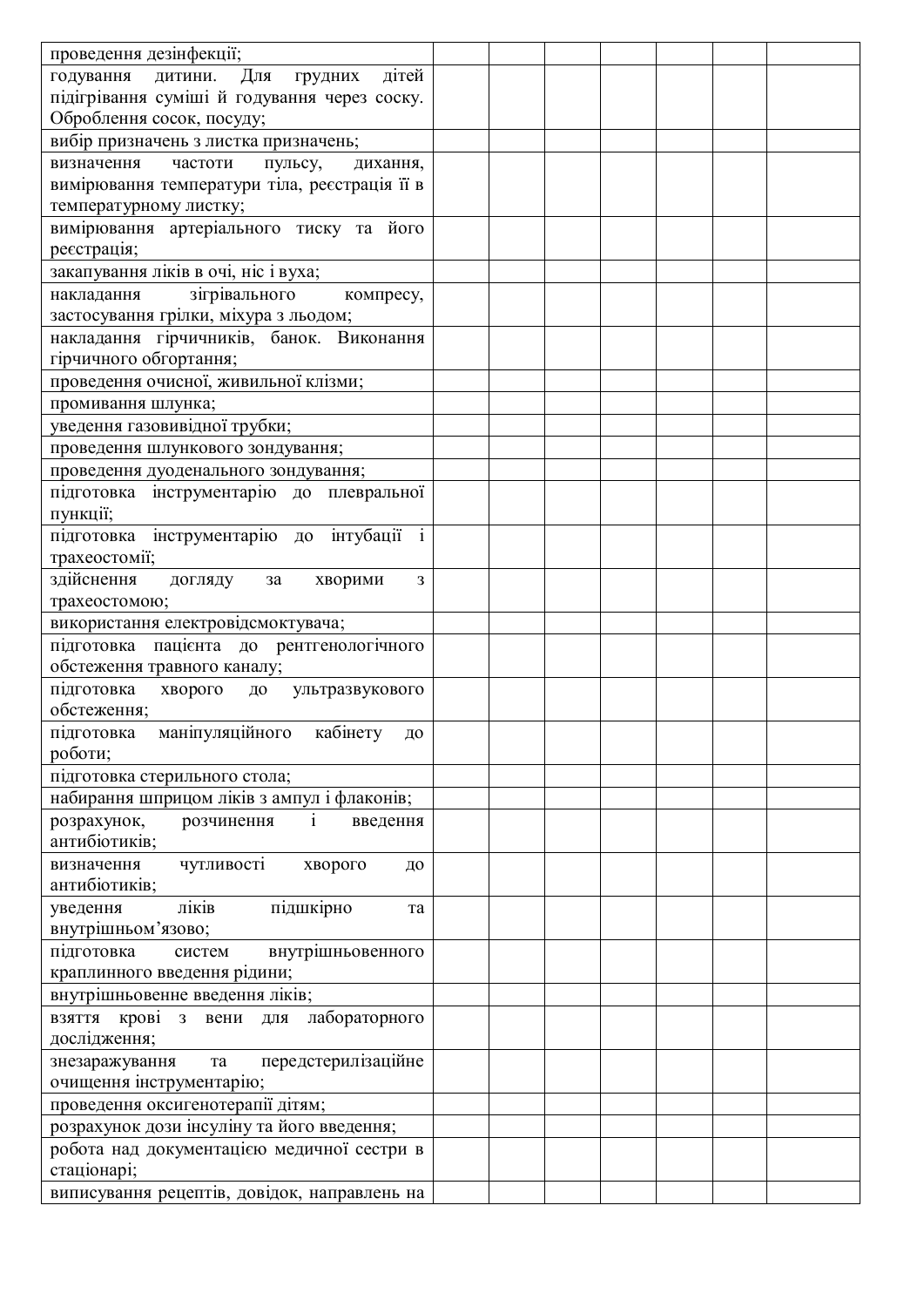| | | | | | | | |
|---|---|---|---|---|---|---|---|
| проведення дезінфекції; | | | | | | | |
| годування дитини. Для грудних дітей підігрівання суміші й годування через соску. Оброблення сосок, посуду; | | | | | | | |
| вибір призначень з листка призначень; | | | | | | | |
| визначення частоти пульсу, дихання, вимірювання температури тіла, реєстрація її в температурному листку; | | | | | | | |
| вимірювання артеріального тиску та його реєстрація; | | | | | | | |
| закапування ліків в очі, ніс і вуха; | | | | | | | |
| накладання зігрівального компресу, застосування грілки, міхура з льодом; | | | | | | | |
| накладання гірчичників, банок. Виконання гірчичного обгортання; | | | | | | | |
| проведення очисної, живильної клізми; | | | | | | | |
| промивання шлунка; | | | | | | | |
| уведення газовивідної трубки; | | | | | | | |
| проведення шлункового зондування; | | | | | | | |
| проведення дуоденального зондування; | | | | | | | |
| підготовка інструментарію до плевральної пункції; | | | | | | | |
| підготовка інструментарію до інтубації і трахеостомії; | | | | | | | |
| здійснення догляду за хворими з трахеостомою; | | | | | | | |
| використання електровідсмоктувача; | | | | | | | |
| підготовка пацієнта до рентгенологічного обстеження травного каналу; | | | | | | | |
| підготовка хворого до ультразвукового обстеження; | | | | | | | |
| підготовка маніпуляційного кабінету до роботи; | | | | | | | |
| підготовка стерильного стола; | | | | | | | |
| набирання шприцом ліків з ампул і флаконів; | | | | | | | |
| розрахунок, розчинення і введення антибіотиків; | | | | | | | |
| визначення чутливості хворого до антибіотиків; | | | | | | | |
| уведення ліків підшкірно та внутрішньом'язово; | | | | | | | |
| підготовка систем внутрішньовенного краплинного введення рідини; | | | | | | | |
| внутрішньовенне введення ліків; | | | | | | | |
| взяття крові з вени для лабораторного дослідження; | | | | | | | |
| знезаражування та передстерилізаційне очищення інструментарію; | | | | | | | |
| проведення оксигенотерапії дітям; | | | | | | | |
| розрахунок дози інсуліну та його введення; | | | | | | | |
| робота над документацією медичної сестри в стаціонарі; | | | | | | | |
| виписування рецептів, довідок, направлень на | | | | | | | |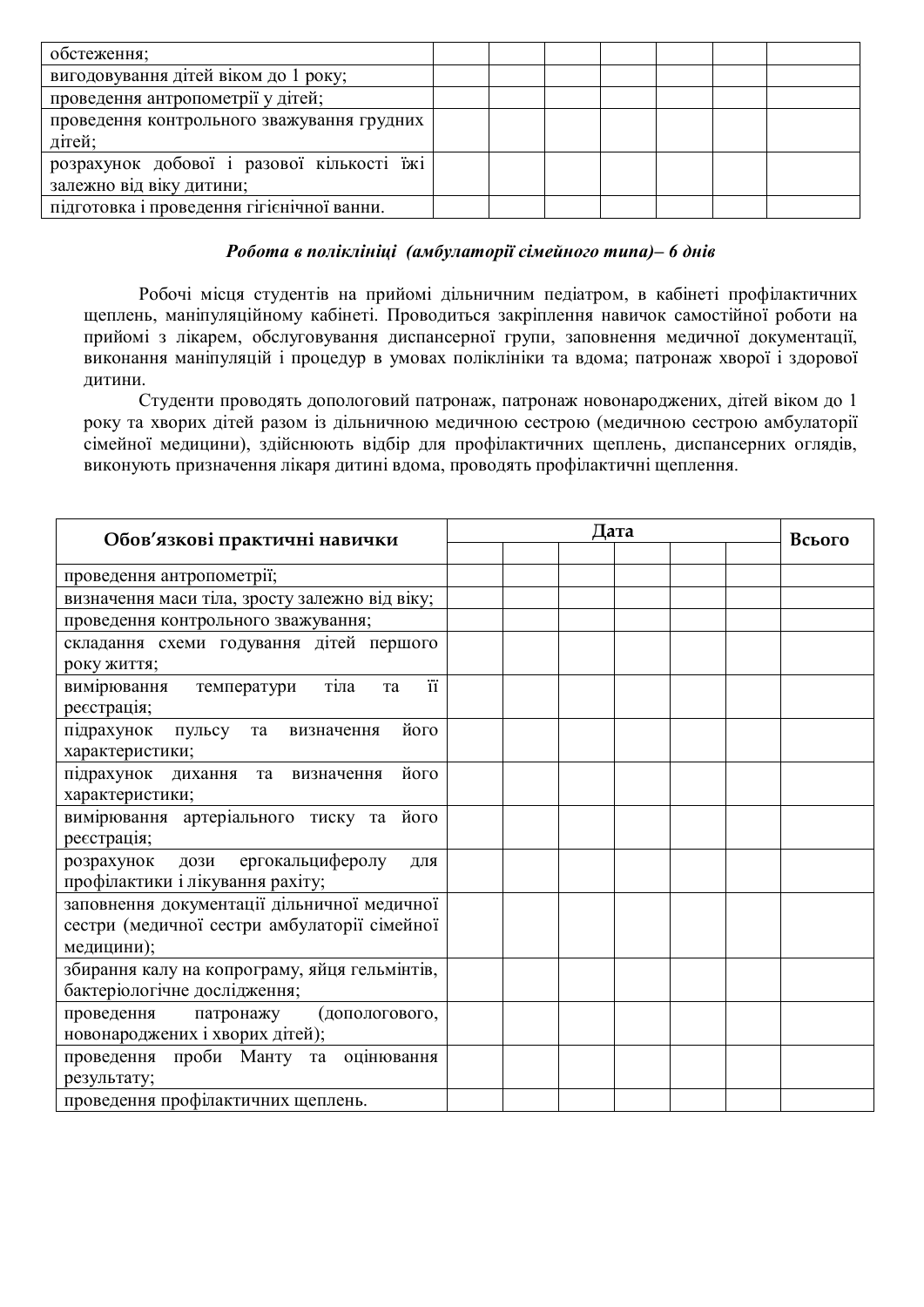| | | | | | | | |
|---|---|---|---|---|---|---|---|
| обстеження; | | | | | | | |
| вигодовування дітей віком до 1 року; | | | | | | | |
| проведення антропометрії у дітей; | | | | | | | |
| проведення контрольного зважування грудних дітей; | | | | | | | |
| розрахунок добової і разової кількості їжі залежно від віку дитини; | | | | | | | |
| підготовка і проведення гігієнічної ванни. | | | | | | | |

***Робота в поліклініці (амбулаторії сімейного типа)– 6 днів***

Робочі місця студентів на прийомі дільничним педіатром, в кабінеті профілактичних щеплень, маніпуляційному кабінеті. Проводиться закріплення навичок самостійної роботи на прийомі з лікарем, обслуговування диспансерної групи, заповнення медичної документації, виконання маніпуляцій і процедур в умовах поліклініки та вдома; патронаж хворої і здорової дитини.

Студенти проводять допологовий патронаж, патронаж новонароджених, дітей віком до 1 року та хворих дітей разом із дільничною медичною сестрою (медичною сестрою амбулаторії сімейної медицини), здійснюють відбір для профілактичних щеплень, диспансерних оглядів, виконують призначення лікаря дитині вдома, проводять профілактичні щеплення.

| **Обов'язкові практичні навички** | **Дата** | | | | | | **Всього** |
|---|---|---|---|---|---|---|---|
| | | | | | | | |
| проведення антропометрії; | | | | | | | |
| визначення маси тіла, зросту залежно від віку; | | | | | | | |
| проведення контрольного зважування; | | | | | | | |
| складання схеми годування дітей першого року життя; | | | | | | | |
| вимірювання температури тіла та її реєстрація; | | | | | | | |
| підрахунок пульсу та визначення його характеристики; | | | | | | | |
| підрахунок дихання та визначення його характеристики; | | | | | | | |
| вимірювання артеріального тиску та його реєстрація; | | | | | | | |
| розрахунок дози ергокальциферолу для профілактики і лікування рахіту; | | | | | | | |
| заповнення документації дільничної медичної сестри (медичної сестри амбулаторії сімейної медицини); | | | | | | | |
| збирання калу на копрограму, яйця гельмінтів, бактеріологічне дослідження; | | | | | | | |
| проведення патронажу (допологового, новонароджених і хворих дітей); | | | | | | | |
| проведення проби Манту та оцінювання результату; | | | | | | | |
| проведення профілактичних щеплень. | | | | | | | |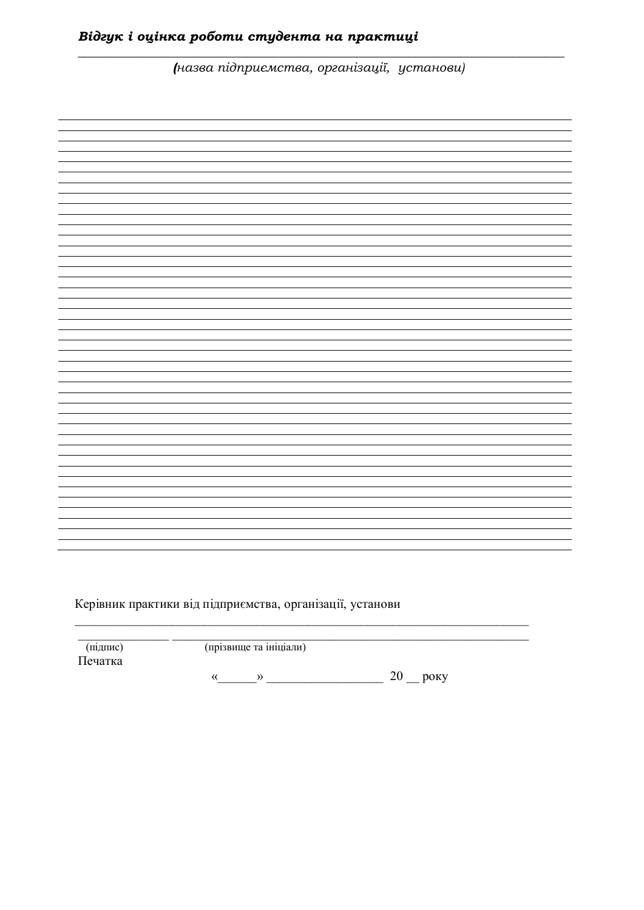***Відгук і оцінка роботи студента на практиці***

_______________________________________________________________________________

*(назва підприємства, організації, установи)*

_______________________________________________________________________________
_______________________________________________________________________________
_______________________________________________________________________________
_______________________________________________________________________________
_______________________________________________________________________________
_______________________________________________________________________________
_______________________________________________________________________________
_______________________________________________________________________________
_______________________________________________________________________________
_______________________________________________________________________________
_______________________________________________________________________________
_______________________________________________________________________________
_______________________________________________________________________________
_______________________________________________________________________________
_______________________________________________________________________________
_______________________________________________________________________________
_______________________________________________________________________________
_______________________________________________________________________________
_______________________________________________________________________________
_______________________________________________________________________________
_______________________________________________________________________________
_______________________________________________________________________________
_______________________________________________________________________________
_______________________________________________________________________________
_______________________________________________________________________________
_______________________________________________________________________________
_______________________________________________________________________________
_______________________________________________________________________________
_______________________________________________________________________________
_______________________________________________________________________________
_______________________________________________________________________________
_______________________________________________________________________________
_______________________________________________________________________________
_______________________________________________________________________________
_______________________________________________________________________________
_______________________________________________________________________________
_______________________________________________________________________________
_______________________________________________________________________________
_______________________________________________________________________________
_______________________________________________________________________________
_______________________________________________________________________________
_______________________________________________________________________________

Керівник практики від підприємства, організації, установи

_______________________________________________________________________________

_______________ ____________________________________________________________

(підпис)                    (прізвище та ініціали)

Печатка

«______» _________________ 20 __ року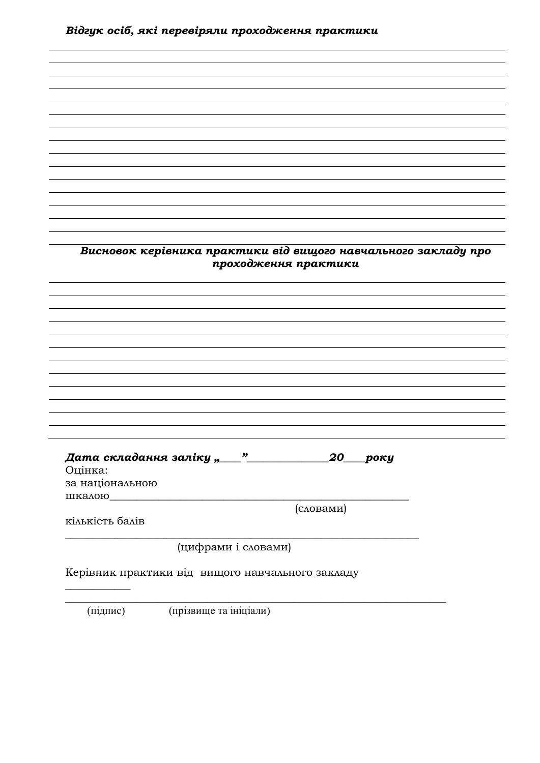***Відгук осіб, які перевіряли проходження практики***

_______________________________________________________________________________
_______________________________________________________________________________
_______________________________________________________________________________
_______________________________________________________________________________
_______________________________________________________________________________
_______________________________________________________________________________
_______________________________________________________________________________
_______________________________________________________________________________
_______________________________________________________________________________
_______________________________________________________________________________
_______________________________________________________________________________
_______________________________________________________________________________
_______________________________________________________________________________
_______________________________________________________________________________
_______________________________________________________________________________

***Висновок керівника практики від вищого навчального закладу про проходження практики***

_______________________________________________________________________________
_______________________________________________________________________________
_______________________________________________________________________________
_______________________________________________________________________________
_______________________________________________________________________________
_______________________________________________________________________________
_______________________________________________________________________________
_______________________________________________________________________________
_______________________________________________________________________________
_______________________________________________________________________________
_______________________________________________________________________________
_______________________________________________________________________________
_______________________________________________________________________________

***Дата складання заліку „\_\_\_\_” \_\_\_\_\_\_\_\_\_\_\_\_\_\_ 20\_\_\_\_ року***

Оцінка:
за національною
шкалою_____________________________________________________
(словами)

кількість балів
______________________________________________________________
(цифрами і словами)

Керівник практики від вищого навчального закладу
___________
_________________________________________________________________
(підпис) (прізвище та ініціали)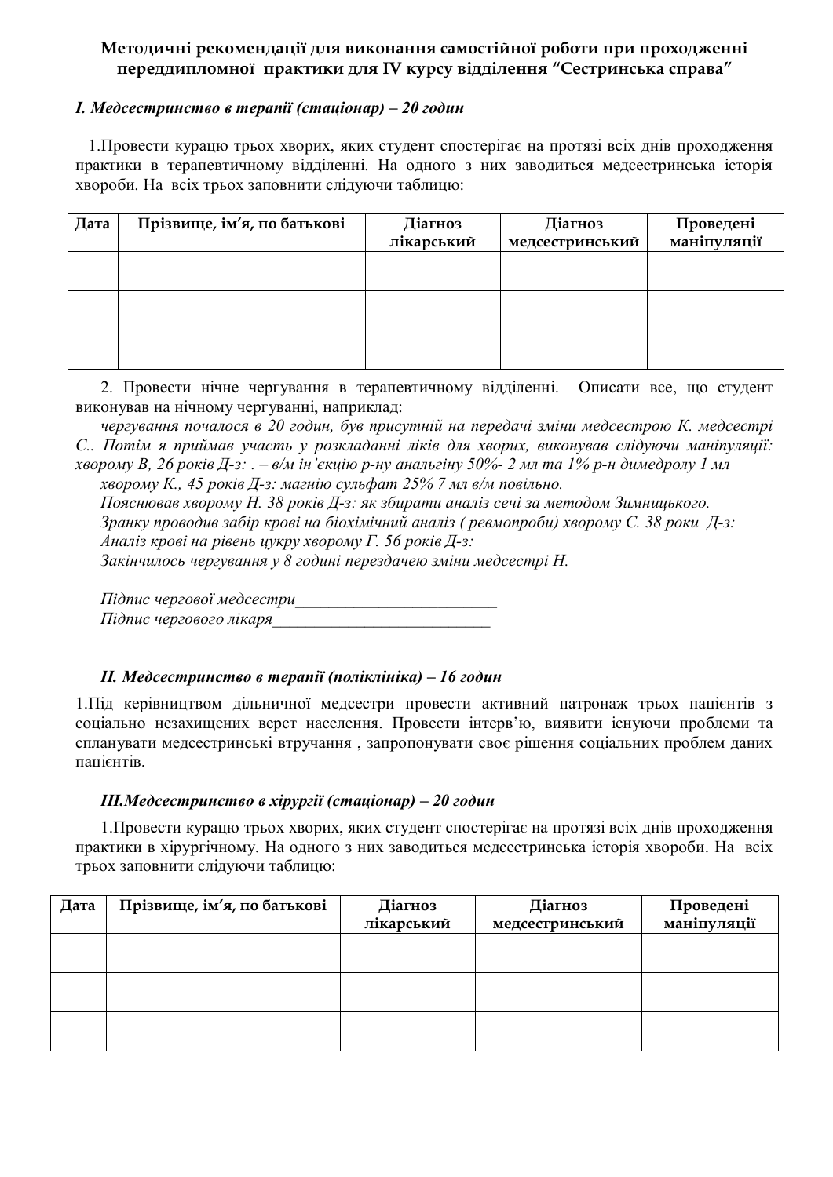**Методичні рекомендації для виконання самостійної роботи при проходженні переддипломної практики для IV курсу відділення "Сестринська справа"**

***I. Медсестринство в терапії (стаціонар) – 20 годин***

1.Провести курацю трьох хворих, яких студент спостерігає на протязі всіх днів проходження практики в терапевтичному відділенні. На одного з них заводиться медсестринська історія хвороби. На всіх трьох заповнити слідуючи таблицю:

| Дата | Прізвище, ім'я, по батькові | Діагноз лікарський | Діагноз медсестринський | Проведені маніпуляції |
|---|---|---|---|---|
| | | | | |
| | | | | |
| | | | | |

2. Провести нічне чергування в терапевтичному відділенні. Описати все, що студент виконував на нічному чергуванні, наприклад:

*чергування почалося в 20 годин, був присутній на передачі зміни медсестрою К. медсестрі С.. Потім я приймав участь у розкладанні ліків для хворих, виконував слідуючи маніпуляції: хворому В, 26 років Д-з: . – в/м ін'єкцію р-ну анальгіну 50%- 2 мл та 1% р-н димедролу 1 мл*

*хворому К., 45 років Д-з: магнію сульфат 25% 7 мл в/м повільно.*

*Пояснював хворому Н. 38 років Д-з: як збирати аналіз сечі за методом Зимницького.*

*Зранку проводив забір крові на біохімічний аналіз ( ревмопроби) хворому С. 38 роки Д-з:*

*Аналіз крові на рівень цукру хворому Г. 56 років Д-з:*

*Закінчилось чергування у 8 годині передачею зміни медсестрі Н.*

*Підпис чергової медсестри\_\_\_\_\_\_\_\_\_\_\_\_\_\_\_\_\_\_\_\_\_\_\_\_\_*

*Підпис чергового лікаря\_\_\_\_\_\_\_\_\_\_\_\_\_\_\_\_\_\_\_\_\_\_\_\_\_\_\_*

***II. Медсестринство в терапії (поліклініка) – 16 годин***

1.Під керівництвом дільничної медсестри провести активний патронаж трьох пацієнтів з соціально незахищених верст населення. Провести інтерв'ю, виявити існуючи проблеми та спланувати медсестринські втручання , запропонувати своє рішення соціальних проблем даних пацієнтів.

***III.Медсестринство в хірургії (стаціонар) – 20 годин***

1.Провести курацю трьох хворих, яких студент спостерігає на протязі всіх днів проходження практики в хірургічному. На одного з них заводиться медсестринська історія хвороби. На всіх трьох заповнити слідуючи таблицю:

| Дата | Прізвище, ім'я, по батькові | Діагноз лікарський | Діагноз медсестринський | Проведені маніпуляції |
|---|---|---|---|---|
| | | | | |
| | | | | |
| | | | | |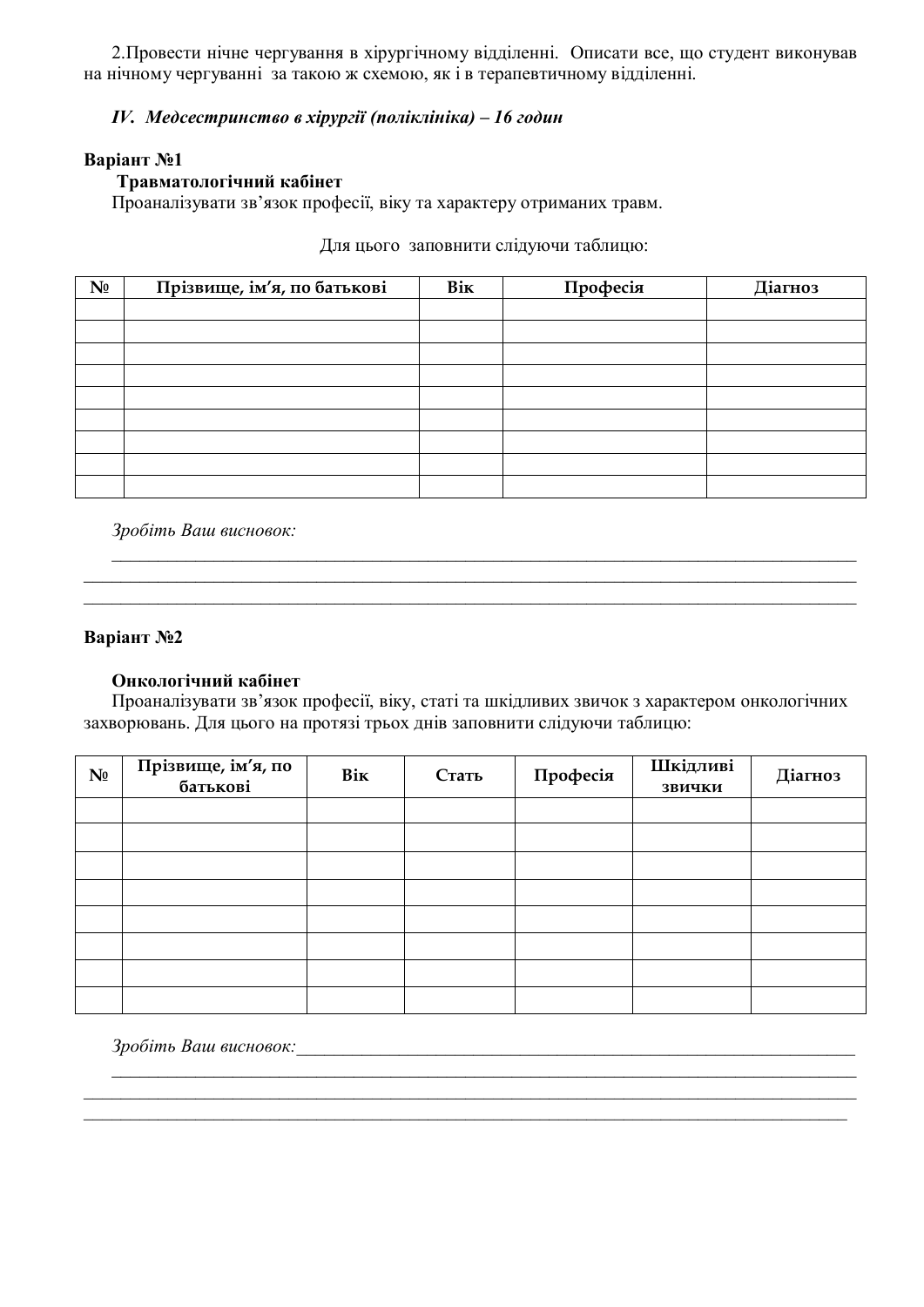2.Провести нічне чергування в хірургічному відділенні. Описати все, що студент виконував на нічному чергуванні за такою ж схемою, як і в терапевтичному відділенні.

***IV. Медсестринство в хірургії (поліклініка) – 16 годин***

**Варіант №1**

**Травматологічний кабінет**

Проаналізувати зв'язок професії, віку та характеру отриманих травм.

Для цього заповнити слідуючи таблицю:

| № | Прізвище, ім'я, по батькові | Вік | Професія | Діагноз |
|---|---|---|---|---|
| | | | | |
| | | | | |
| | | | | |
| | | | | |
| | | | | |
| | | | | |
| | | | | |
| | | | | |
| | | | | |

*Зробіть Ваш висновок:*

\_\_\_\_\_\_\_\_\_\_\_\_\_\_\_\_\_\_\_\_\_\_\_\_\_\_\_\_\_\_\_\_\_\_\_\_\_\_\_\_\_\_\_\_\_\_\_\_\_\_\_\_\_\_\_\_\_\_\_\_\_\_\_\_\_\_\_\_\_\_\_\_\_\_\_\_

\_\_\_\_\_\_\_\_\_\_\_\_\_\_\_\_\_\_\_\_\_\_\_\_\_\_\_\_\_\_\_\_\_\_\_\_\_\_\_\_\_\_\_\_\_\_\_\_\_\_\_\_\_\_\_\_\_\_\_\_\_\_\_\_\_\_\_\_\_\_\_\_\_\_\_\_

\_\_\_\_\_\_\_\_\_\_\_\_\_\_\_\_\_\_\_\_\_\_\_\_\_\_\_\_\_\_\_\_\_\_\_\_\_\_\_\_\_\_\_\_\_\_\_\_\_\_\_\_\_\_\_\_\_\_\_\_\_\_\_\_\_\_\_\_\_\_\_\_\_\_\_\_

**Варіант №2**

**Онкологічний кабінет**

Проаналізувати зв'язок професії, віку, статі та шкідливих звичок з характером онкологічних захворювань. Для цього на протязі трьох днів заповнити слідуючи таблицю:

| № | Прізвище, ім'я, по батькові | Вік | Стать | Професія | Шкідливі звички | Діагноз |
|---|---|---|---|---|---|---|
| | | | | | | |
| | | | | | | |
| | | | | | | |
| | | | | | | |
| | | | | | | |
| | | | | | | |
| | | | | | | |
| | | | | | | |

*Зробіть Ваш висновок:*\_\_\_\_\_\_\_\_\_\_\_\_\_\_\_\_\_\_\_\_\_\_\_\_\_\_\_\_\_\_\_\_\_\_\_\_\_\_\_\_\_\_\_\_\_\_\_\_\_\_\_\_\_\_\_\_

\_\_\_\_\_\_\_\_\_\_\_\_\_\_\_\_\_\_\_\_\_\_\_\_\_\_\_\_\_\_\_\_\_\_\_\_\_\_\_\_\_\_\_\_\_\_\_\_\_\_\_\_\_\_\_\_\_\_\_\_\_\_\_\_\_\_\_\_\_\_\_\_\_\_\_\_

\_\_\_\_\_\_\_\_\_\_\_\_\_\_\_\_\_\_\_\_\_\_\_\_\_\_\_\_\_\_\_\_\_\_\_\_\_\_\_\_\_\_\_\_\_\_\_\_\_\_\_\_\_\_\_\_\_\_\_\_\_\_\_\_\_\_\_\_\_\_\_\_\_\_\_\_

\_\_\_\_\_\_\_\_\_\_\_\_\_\_\_\_\_\_\_\_\_\_\_\_\_\_\_\_\_\_\_\_\_\_\_\_\_\_\_\_\_\_\_\_\_\_\_\_\_\_\_\_\_\_\_\_\_\_\_\_\_\_\_\_\_\_\_\_\_\_\_\_\_\_\_\_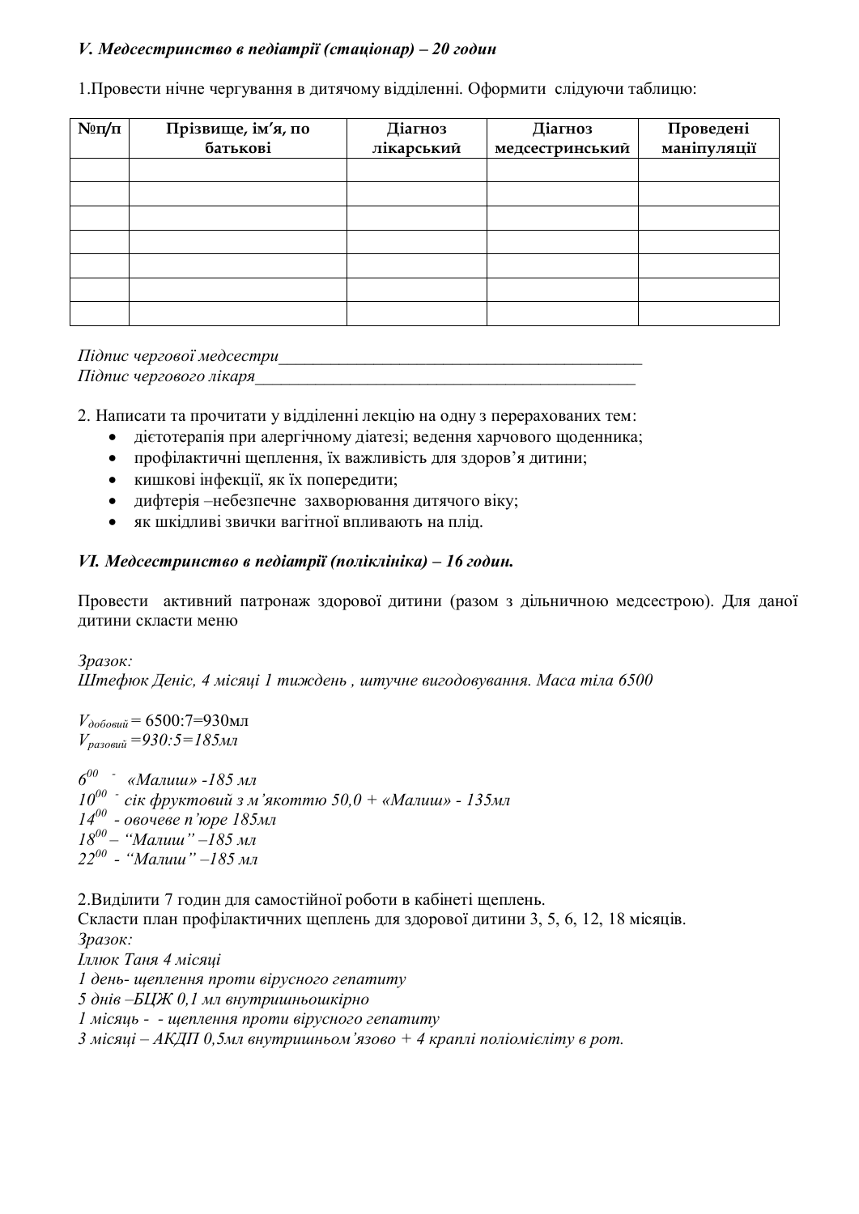***V. Медсестринство в педіатрії (стаціонар) – 20 годин***

1.Провести нічне чергування в дитячому відділенні. Оформити слідуючи таблицю:

| №п/п | Прізвище, ім'я, по батькові | Діагноз лікарський | Діагноз медсестринський | Проведені маніпуляції |
|---|---|---|---|---|
| | | | | |
| | | | | |
| | | | | |
| | | | | |
| | | | | |
| | | | | |
| | | | | |

*Підпис чергової медсестри*___________________________________________

*Підпис чергового лікаря*_____________________________________________

2. Написати та прочитати у відділенні лекцію на одну з перерахованих тем:

- дієтотерапія при алергічному діатезі; ведення харчового щоденника;
- профілактичні щеплення, їх важливість для здоров'я дитини;
- кишкові інфекції, як їх попередити;
- дифтерія –небезпечне захворювання дитячого віку;
- як шкідливі звички вагітної впливають на плід.

***VI. Медсестринство в педіатрії (поліклініка) – 16 годин.***

Провести активний патронаж здорової дитини (разом з дільничною медсестрою). Для даної дитини скласти меню

*Зразок:*
*Штефюк Деніс, 4 місяці 1 тиждень , штучне вигодовування. Маса тіла 6500*

$V_{добовий}$ = 6500:7=930мл
$V_{разовий}$ *=930:5=185мл*

*$6^{00}$ - «Малиш» -185 мл*
*$10^{00}$ - сік фруктовий з м'якоттю 50,0 + «Малиш» - 135мл*
*$14^{00}$ - овочеве п'юре 185мл*
*$18^{00}$ – "Малиш" –185 мл*
*$22^{00}$ - "Малиш" –185 мл*

2.Виділити 7 годин для самостійної роботи в кабінеті щеплень.
Скласти план профілактичних щеплень для здорової дитини 3, 5, 6, 12, 18 місяців.
*Зразок:*
*Іллюк Таня 4 місяці*
*1 день- щеплення проти вірусного гепатиту*
*5 днів –БЦЖ 0,1 мл внутришньошкірно*
*1 місяць - - щеплення проти вірусного гепатиту*
*3 місяці – АКДП 0,5мл внутришньом'язово + 4 краплі поліомієліту в рот.*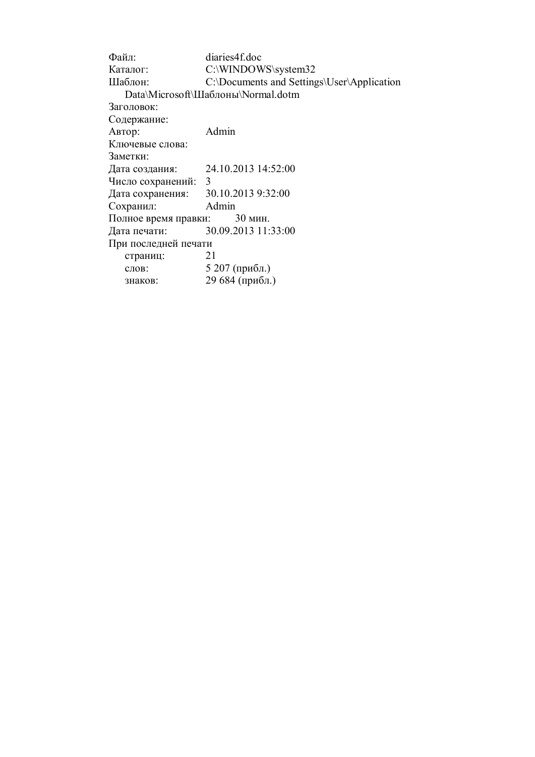Файл: diaries4f.doc
Каталог: C:\WINDOWS\system32
Шаблон: C:\Documents and Settings\User\Application Data\Microsoft\Шаблоны\Normal.dotm
Заголовок:
Содержание:
Автор: Admin
Ключевые слова:
Заметки:
Дата создания: 24.10.2013 14:52:00
Число сохранений: 3
Дата сохранения: 30.10.2013 9:32:00
Сохранил: Admin
Полное время правки: 30 мин.
Дата печати: 30.09.2013 11:33:00
При последней печати
страниц: 21
слов: 5 207 (прибл.)
знаков: 29 684 (прибл.)